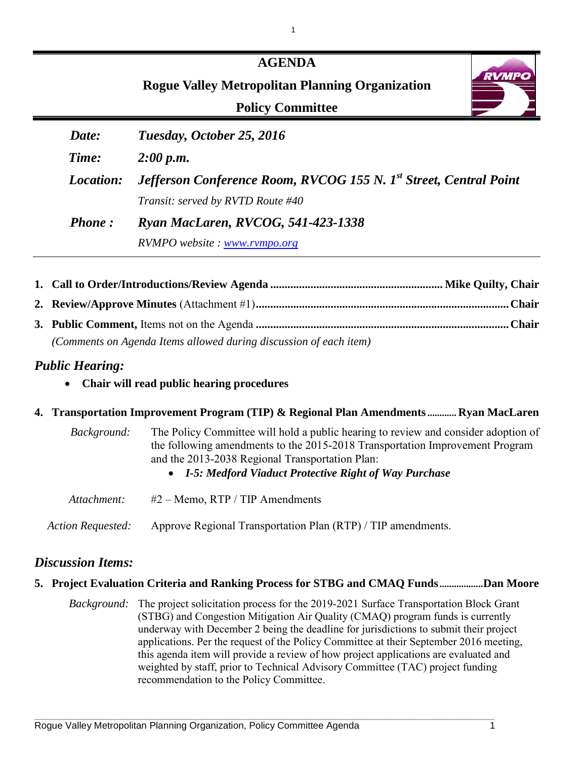# AGENDA

## Rogue Valley Metropolitan Planning Organization

## Policy Committee

| | |
|---|---|
| ***Date:*** | ***Tuesday, October 25, 2016*** |
| ***Time:*** | ***2:00 p.m.*** |
| ***Location:*** | ***Jefferson Conference Room, RVCOG 155 N. 1st Street, Central Point*** |
| | *Transit: served by RVTD Route #40* |
| ***Phone :*** | ***Ryan MacLaren, RVCOG, 541-423-1338*** |
| | *RVMPO website : www.rvmpo.org* |

1. **Call to Order/Introductions/Review Agenda ........................................................... Mike Quilty, Chair**
2. **Review/Approve Minutes** (Attachment #1)**......................................................................................Chair**
3. **Public Comment,** Items not on the Agenda **.......................................................................................Chair**
   *(Comments on Agenda Items allowed during discussion of each item)*

## *Public Hearing:*

- **Chair will read public hearing procedures**

4. **Transportation Improvement Program (TIP) & Regional Plan Amendments ............ Ryan MacLaren**

   *Background:* The Policy Committee will hold a public hearing to review and consider adoption of the following amendments to the 2015-2018 Transportation Improvement Program and the 2013-2038 Regional Transportation Plan:
   - ***I-5: Medford Viaduct Protective Right of Way Purchase***

   *Attachment:* #2 – Memo, RTP / TIP Amendments

   *Action Requested:* Approve Regional Transportation Plan (RTP) / TIP amendments.

## *Discussion Items:*

5. **Project Evaluation Criteria and Ranking Process for STBG and CMAQ Funds..................Dan Moore**

   *Background:* The project solicitation process for the 2019-2021 Surface Transportation Block Grant (STBG) and Congestion Mitigation Air Quality (CMAQ) program funds is currently underway with December 2 being the deadline for jurisdictions to submit their project applications. Per the request of the Policy Committee at their September 2016 meeting, this agenda item will provide a review of how project applications are evaluated and weighted by staff, prior to Technical Advisory Committee (TAC) project funding recommendation to the Policy Committee.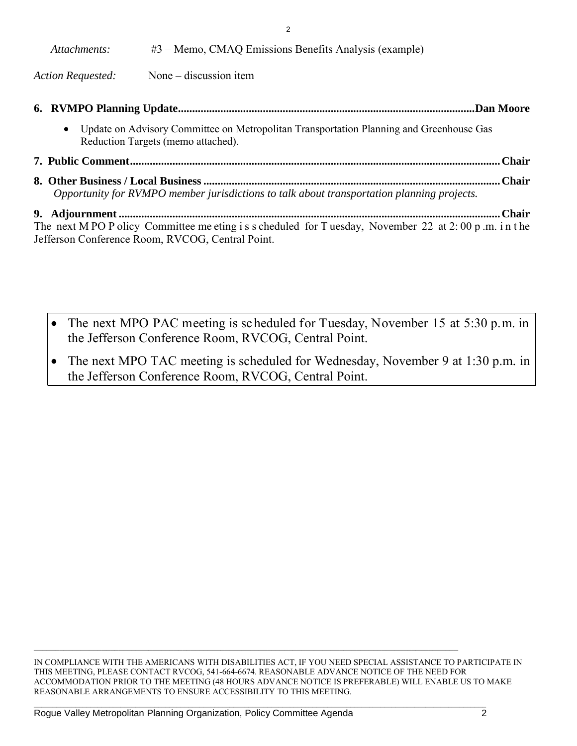*Attachments:* #3 – Memo, CMAQ Emissions Benefits Analysis (example)

*Action Requested:* None – discussion item

**6. RVMPO Planning Update........................................................................................................Dan Moore**

- Update on Advisory Committee on Metropolitan Transportation Planning and Greenhouse Gas Reduction Targets (memo attached).

**7. Public Comment.................................................................................................................Chair**

**8. Other Business / Local Business .......................................................................................Chair**

*Opportunity for RVMPO member jurisdictions to talk about transportation planning projects.*

**9. Adjournment ......................................................................................................................Chair**

The next MPO Policy Committee meeting is scheduled for Tuesday, November 22 at 2:00 p.m. in the Jefferson Conference Room, RVCOG, Central Point.

- The next MPO PAC meeting is scheduled for Tuesday, November 15 at 5:30 p.m. in the Jefferson Conference Room, RVCOG, Central Point.
- The next MPO TAC meeting is scheduled for Wednesday, November 9 at 1:30 p.m. in the Jefferson Conference Room, RVCOG, Central Point.

IN COMPLIANCE WITH THE AMERICANS WITH DISABILITIES ACT, IF YOU NEED SPECIAL ASSISTANCE TO PARTICIPATE IN THIS MEETING, PLEASE CONTACT RVCOG, 541-664-6674. REASONABLE ADVANCE NOTICE OF THE NEED FOR ACCOMMODATION PRIOR TO THE MEETING (48 HOURS ADVANCE NOTICE IS PREFERABLE) WILL ENABLE US TO MAKE REASONABLE ARRANGEMENTS TO ENSURE ACCESSIBILITY TO THIS MEETING.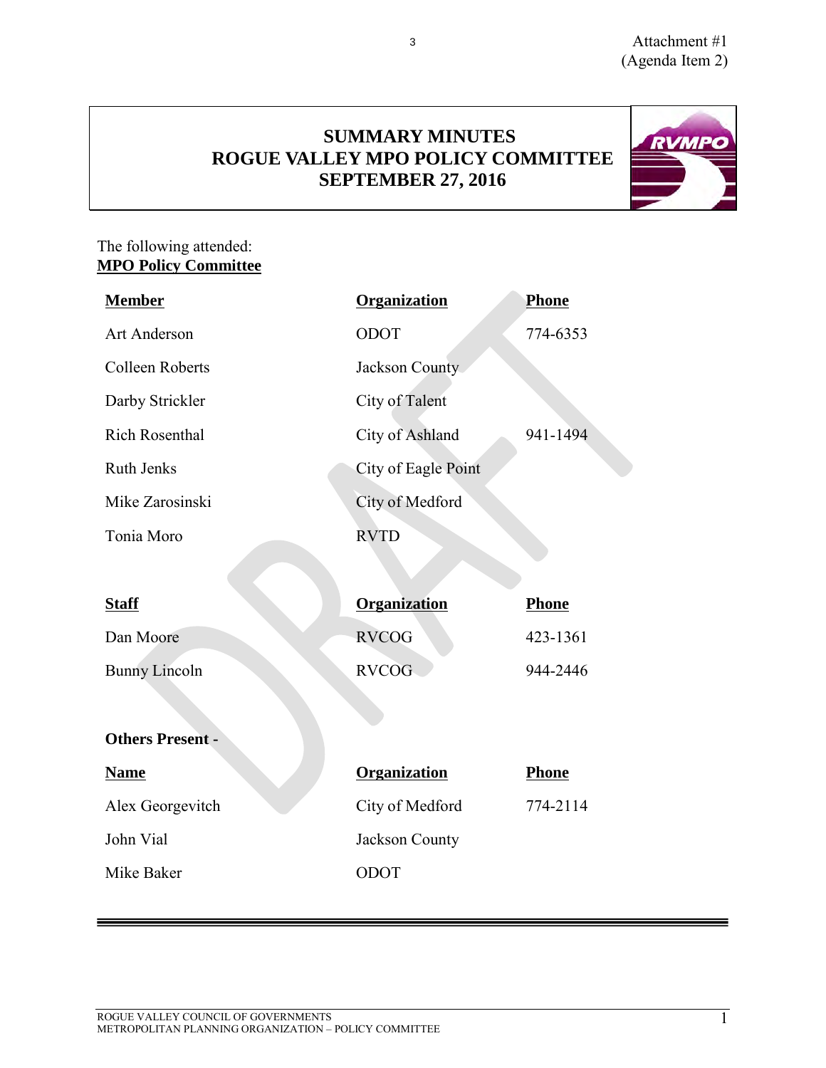Attachment #1
(Agenda Item 2)

# SUMMARY MINUTES
# ROGUE VALLEY MPO POLICY COMMITTEE
# SEPTEMBER 27, 2016

The following attended:

**MPO Policy Committee**

| Member | Organization | Phone |
| --- | --- | --- |
| Art Anderson | ODOT | 774-6353 |
| Colleen Roberts | Jackson County | |
| Darby Strickler | City of Talent | |
| Rich Rosenthal | City of Ashland | 941-1494 |
| Ruth Jenks | City of Eagle Point | |
| Mike Zarosinski | City of Medford | |
| Tonia Moro | RVTD | |

| Staff | Organization | Phone |
| --- | --- | --- |
| Dan Moore | RVCOG | 423-1361 |
| Bunny Lincoln | RVCOG | 944-2446 |

**Others Present -**

| Name | Organization | Phone |
| --- | --- | --- |
| Alex Georgevitch | City of Medford | 774-2114 |
| John Vial | Jackson County | |
| Mike Baker | ODOT | |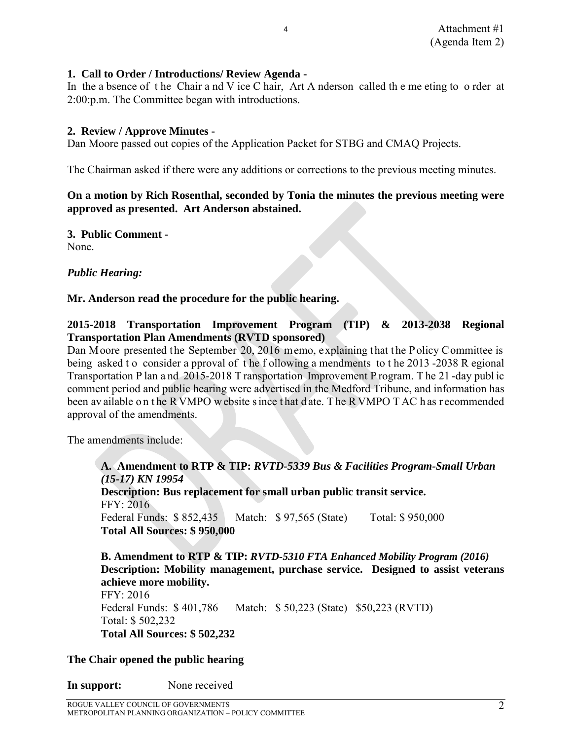Attachment #1
(Agenda Item 2)

**1. Call to Order / Introductions/ Review Agenda -**
In the absence of the Chair and Vice Chair, Art Anderson called the meeting to order at 2:00:p.m. The Committee began with introductions.

**2. Review / Approve Minutes -**
Dan Moore passed out copies of the Application Packet for STBG and CMAQ Projects.

The Chairman asked if there were any additions or corrections to the previous meeting minutes.

**On a motion by Rich Rosenthal, seconded by Tonia the minutes the previous meeting were approved as presented. Art Anderson abstained.**

**3. Public Comment -**
None.

***Public Hearing:***

**Mr. Anderson read the procedure for the public hearing.**

**2015-2018 Transportation Improvement Program (TIP) & 2013-2038 Regional Transportation Plan Amendments (RVTD sponsored)**
Dan Moore presented the September 20, 2016 memo, explaining that the Policy Committee is being asked to consider approval of the following amendments to the 2013-2038 Regional Transportation Plan and 2015-2018 Transportation Improvement Program. The 21-day public comment period and public hearing were advertised in the Medford Tribune, and information has been available on the RVMPO website since that date. The RVMPO TAC has recommended approval of the amendments.

The amendments include:

> **A. Amendment to RTP & TIP:** ***RVTD-5339 Bus & Facilities Program-Small Urban (15-17) KN 19954***
> **Description: Bus replacement for small urban public transit service.**
> FFY: 2016
> Federal Funds: $ 852,435 Match: $ 97,565 (State) Total: $ 950,000
> **Total All Sources: $ 950,000**
>
> **B. Amendment to RTP & TIP:** ***RVTD-5310 FTA Enhanced Mobility Program (2016)***
> **Description: Mobility management, purchase service. Designed to assist veterans achieve more mobility.**
> FFY: 2016
> Federal Funds: $ 401,786 Match: $ 50,223 (State) $50,223 (RVTD)
> Total: $ 502,232
> **Total All Sources: $ 502,232**

**The Chair opened the public hearing**

**In support:** None received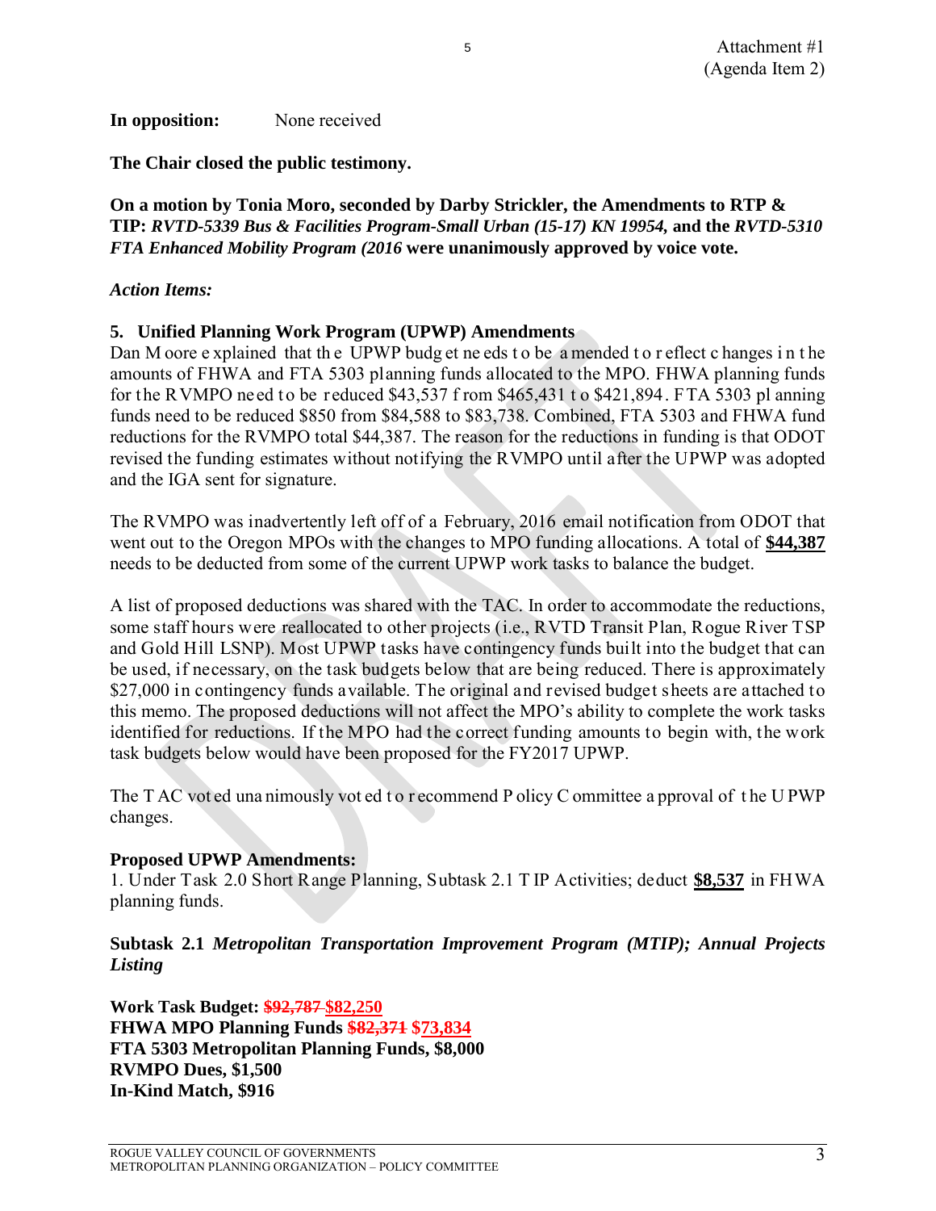**In opposition:** None received

**The Chair closed the public testimony.**

**On a motion by Tonia Moro, seconded by Darby Strickler, the Amendments to RTP & TIP: *RVTD-5339 Bus & Facilities Program-Small Urban (15-17) KN 19954,* and the *RVTD-5310 FTA Enhanced Mobility Program (2016* were unanimously approved by voice vote.**

***Action Items:***

**5. Unified Planning Work Program (UPWP) Amendments**

Dan Moore explained that the UPWP budget needs to be amended to reflect changes in the amounts of FHWA and FTA 5303 planning funds allocated to the MPO. FHWA planning funds for the RVMPO need to be reduced $43,537 from $465,431 to $421,894. FTA 5303 planning funds need to be reduced $850 from $84,588 to $83,738. Combined, FTA 5303 and FHWA fund reductions for the RVMPO total $44,387. The reason for the reductions in funding is that ODOT revised the funding estimates without notifying the RVMPO until after the UPWP was adopted and the IGA sent for signature.

The RVMPO was inadvertently left off of a February, 2016 email notification from ODOT that went out to the Oregon MPOs with the changes to MPO funding allocations. A total of **$44,387** needs to be deducted from some of the current UPWP work tasks to balance the budget.

A list of proposed deductions was shared with the TAC. In order to accommodate the reductions, some staff hours were reallocated to other projects (i.e., RVTD Transit Plan, Rogue River TSP and Gold Hill LSNP). Most UPWP tasks have contingency funds built into the budget that can be used, if necessary, on the task budgets below that are being reduced. There is approximately $27,000 in contingency funds available. The original and revised budget sheets are attached to this memo. The proposed deductions will not affect the MPO's ability to complete the work tasks identified for reductions. If the MPO had the correct funding amounts to begin with, the work task budgets below would have been proposed for the FY2017 UPWP.

The TAC voted unanimously voted to recommend Policy Committee approval of the UPWP changes.

**Proposed UPWP Amendments:**

1. Under Task 2.0 Short Range Planning, Subtask 2.1 TIP Activities; deduct **$8,537** in FHWA planning funds.

**Subtask 2.1 *Metropolitan Transportation Improvement Program (MTIP); Annual Projects Listing***

**Work Task Budget: ~~$92,787~~ $82,250**
**FHWA MPO Planning Funds ~~$82,371~~ $73,834**
**FTA 5303 Metropolitan Planning Funds, $8,000**
**RVMPO Dues, $1,500**
**In-Kind Match, $916**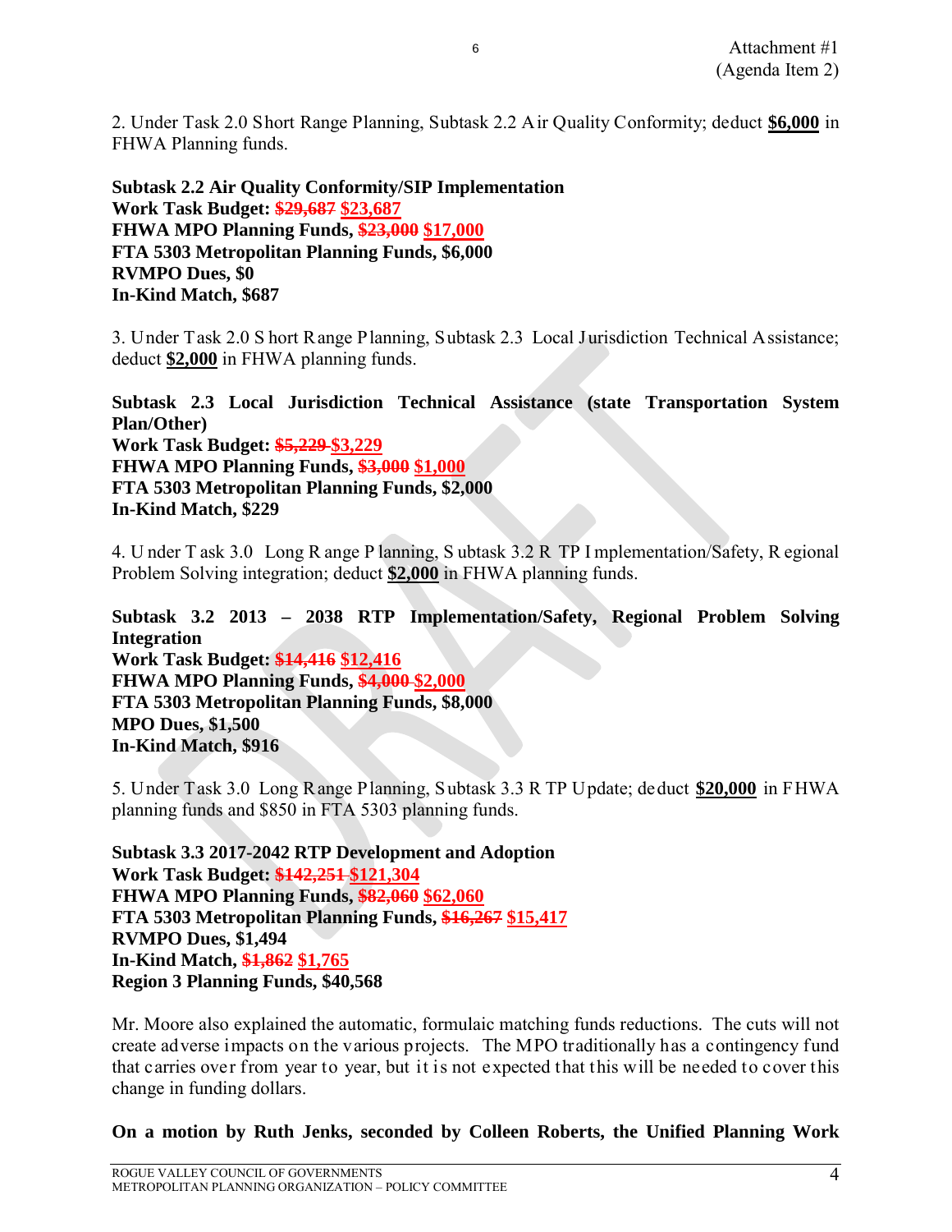Attachment #1
(Agenda Item 2)

2. Under Task 2.0 Short Range Planning, Subtask 2.2 Air Quality Conformity; deduct **$6,000** in FHWA Planning funds.

**Subtask 2.2 Air Quality Conformity/SIP Implementation**
**Work Task Budget: ~~$29,687~~ $23,687**
**FHWA MPO Planning Funds, ~~$23,000~~ $17,000**
**FTA 5303 Metropolitan Planning Funds, $6,000**
**RVMPO Dues, $0**
**In-Kind Match, $687**

3. Under Task 2.0 Short Range Planning, Subtask 2.3 Local Jurisdiction Technical Assistance; deduct **$2,000** in FHWA planning funds.

**Subtask 2.3 Local Jurisdiction Technical Assistance (state Transportation System Plan/Other)**
**Work Task Budget: ~~$5,229~~ $3,229**
**FHWA MPO Planning Funds, ~~$3,000~~ $1,000**
**FTA 5303 Metropolitan Planning Funds, $2,000**
**In-Kind Match, $229**

4. Under Task 3.0 Long Range Planning, Subtask 3.2 RTP Implementation/Safety, Regional Problem Solving integration; deduct **$2,000** in FHWA planning funds.

**Subtask 3.2 2013 – 2038 RTP Implementation/Safety, Regional Problem Solving Integration**
**Work Task Budget: ~~$14,416~~ $12,416**
**FHWA MPO Planning Funds, ~~$4,000~~ $2,000**
**FTA 5303 Metropolitan Planning Funds, $8,000**
**MPO Dues, $1,500**
**In-Kind Match, $916**

5. Under Task 3.0 Long Range Planning, Subtask 3.3 RTP Update; deduct **$20,000** in FHWA planning funds and $850 in FTA 5303 planning funds.

**Subtask 3.3 2017-2042 RTP Development and Adoption**
**Work Task Budget: ~~$142,251~~ $121,304**
**FHWA MPO Planning Funds, ~~$82,060~~ $62,060**
**FTA 5303 Metropolitan Planning Funds, ~~$16,267~~ $15,417**
**RVMPO Dues, $1,494**
**In-Kind Match, ~~$1,862~~ $1,765**
**Region 3 Planning Funds, $40,568**

Mr. Moore also explained the automatic, formulaic matching funds reductions. The cuts will not create adverse impacts on the various projects. The MPO traditionally has a contingency fund that carries over from year to year, but it is not expected that this will be needed to cover this change in funding dollars.

**On a motion by Ruth Jenks, seconded by Colleen Roberts, the Unified Planning Work**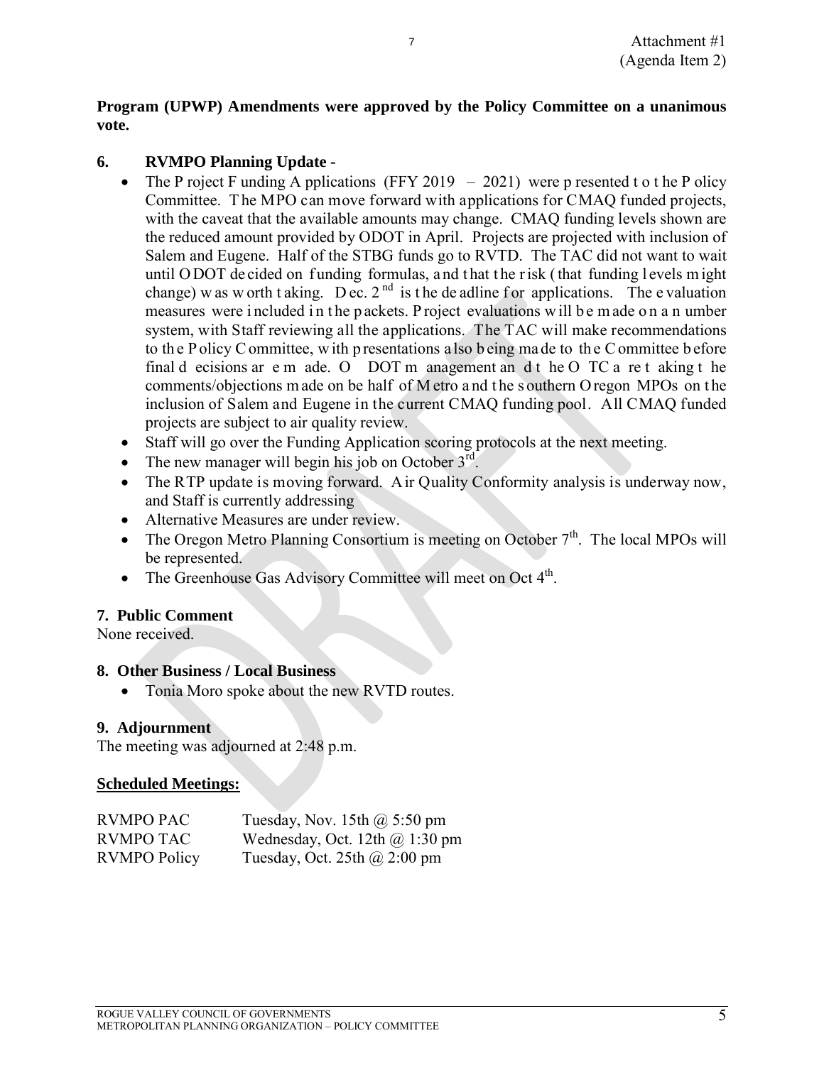Attachment #1
(Agenda Item 2)

**Program (UPWP) Amendments were approved by the Policy Committee on a unanimous vote.**

## 6. RVMPO Planning Update -

- The Project Funding Applications (FFY 2019 – 2021) were presented to the Policy Committee. The MPO can move forward with applications for CMAQ funded projects, with the caveat that the available amounts may change. CMAQ funding levels shown are the reduced amount provided by ODOT in April. Projects are projected with inclusion of Salem and Eugene. Half of the STBG funds go to RVTD. The TAC did not want to wait until ODOT decided on funding formulas, and that the risk (that funding levels might change) was worth taking. Dec. 2nd is the deadline for applications. The evaluation measures were included in the packets. Project evaluations will be made on a number system, with Staff reviewing all the applications. The TAC will make recommendations to the Policy Committee, with presentations also being made to the Committee before final decisions are made. ODOT management and the OTC are taking the comments/objections made on behalf of Metro and the southern Oregon MPOs on the inclusion of Salem and Eugene in the current CMAQ funding pool. All CMAQ funded projects are subject to air quality review.
- Staff will go over the Funding Application scoring protocols at the next meeting.
- The new manager will begin his job on October 3rd.
- The RTP update is moving forward. Air Quality Conformity analysis is underway now, and Staff is currently addressing
- Alternative Measures are under review.
- The Oregon Metro Planning Consortium is meeting on October 7th. The local MPOs will be represented.
- The Greenhouse Gas Advisory Committee will meet on Oct 4th.

## 7. Public Comment

None received.

## 8. Other Business / Local Business

- Tonia Moro spoke about the new RVTD routes.

## 9. Adjournment

The meeting was adjourned at 2:48 p.m.

## Scheduled Meetings:

| | |
|---|---|
| RVMPO PAC | Tuesday, Nov. 15th @ 5:50 pm |
| RVMPO TAC | Wednesday, Oct. 12th @ 1:30 pm |
| RVMPO Policy | Tuesday, Oct. 25th @ 2:00 pm |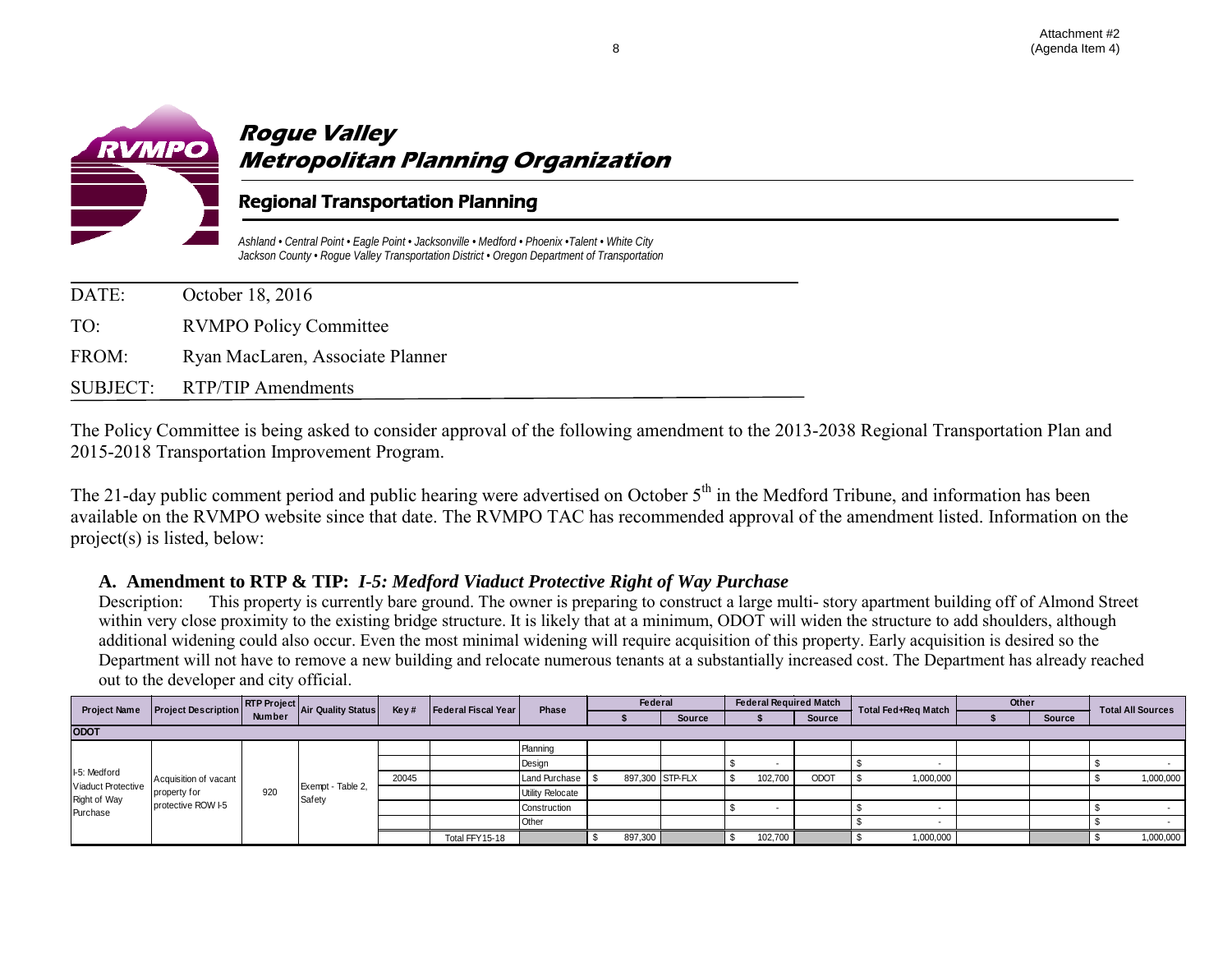Attachment #2
(Agenda Item 4)

# Rogue Valley Metropolitan Planning Organization

## Regional Transportation Planning

*Ashland • Central Point • Eagle Point • Jacksonville • Medford • Phoenix •Talent • White City*
*Jackson County • Rogue Valley Transportation District • Oregon Department of Transportation*

DATE: October 18, 2016

TO: RVMPO Policy Committee

FROM: Ryan MacLaren, Associate Planner

SUBJECT: RTP/TIP Amendments

The Policy Committee is being asked to consider approval of the following amendment to the 2013-2038 Regional Transportation Plan and 2015-2018 Transportation Improvement Program.

The 21-day public comment period and public hearing were advertised on October 5th in the Medford Tribune, and information has been available on the RVMPO website since that date. The RVMPO TAC has recommended approval of the amendment listed. Information on the project(s) is listed, below:

### A. Amendment to RTP & TIP: *I-5: Medford Viaduct Protective Right of Way Purchase*

Description: This property is currently bare ground. The owner is preparing to construct a large multi- story apartment building off of Almond Street within very close proximity to the existing bridge structure. It is likely that at a minimum, ODOT will widen the structure to add shoulders, although additional widening could also occur. Even the most minimal widening will require acquisition of this property. Early acquisition is desired so the Department will not have to remove a new building and relocate numerous tenants at a substantially increased cost. The Department has already reached out to the developer and city official.

| Project Name | Project Description | RTP Project Number | Air Quality Status | Key # | Federal Fiscal Year | Phase | Federal | | Federal Required Match | | Total Fed+Req Match | Other | | Total All Sources |
|---|---|---|---|---|---|---|---|---|---|---|---|---|---|---|
| | | | | | | | $ | Source | $ | Source | | $ | Source | |
| **ODOT** | | | | | | | | | | | | | | |
| I-5: Medford Viaduct Protective Right of Way Purchase | Acquisition of vacant property for protective ROW I-5 | 920 | Exempt - Table 2, Safety | | | Planning | | | | | | | | |
| | | | | | | Design | | | $ - | | $ - | | | $ - |
| | | | | 20045 | | Land Purchase | $ 897,300 | STP-FLX | $ 102,700 | ODOT | $ 1,000,000 | | | $ 1,000,000 |
| | | | | | | Utility Relocate | | | | | | | | |
| | | | | | | Construction | | | $ - | | $ - | | | $ - |
| | | | | | | Other | | | | | $ - | | | $ - |
| | | | | | Total FFY15-18 | | $ 897,300 | | $ 102,700 | | $ 1,000,000 | | | $ 1,000,000 |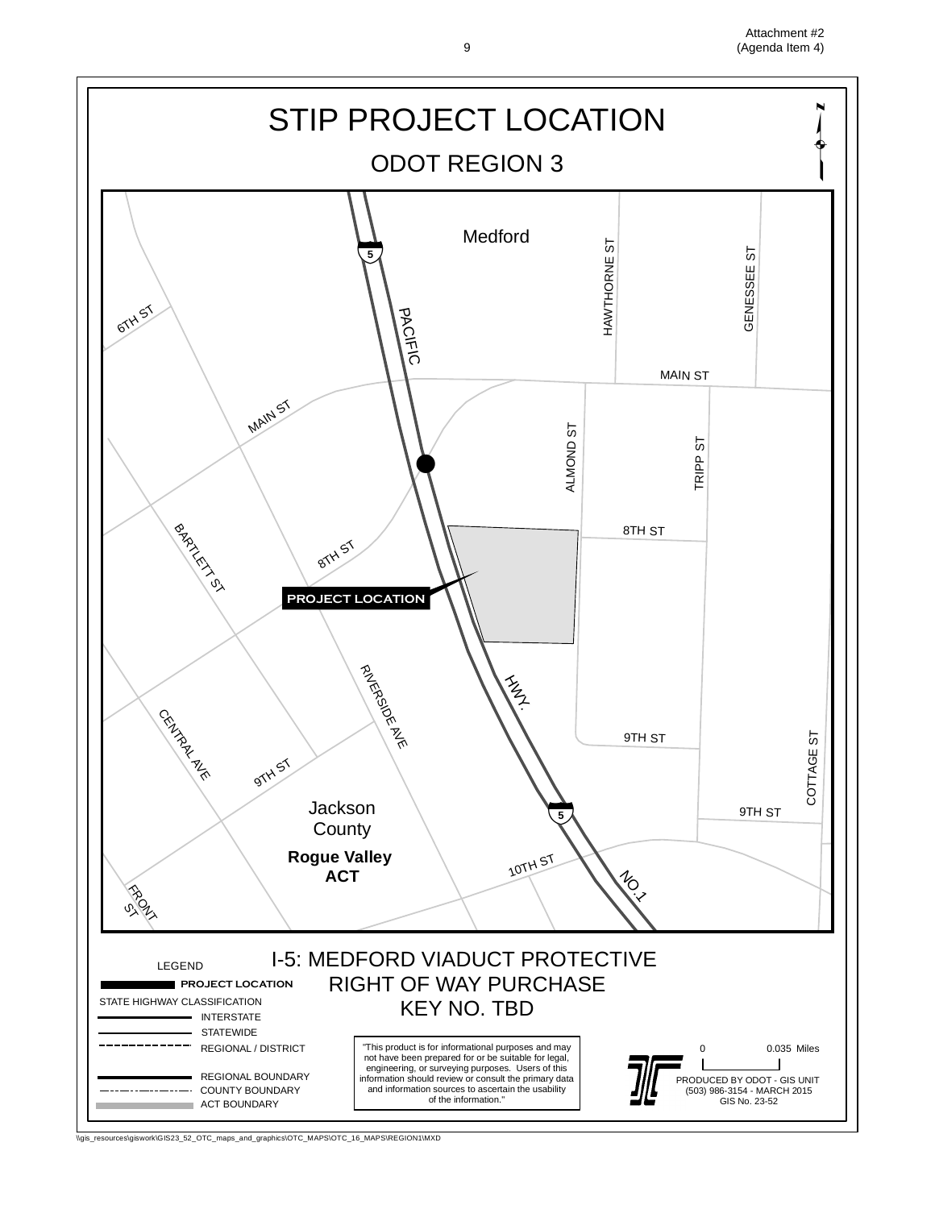Attachment #2
(Agenda Item 4)

# STIP PROJECT LOCATION

## ODOT REGION 3

Medford

5

6TH ST

PACIFIC

HAWTHORNE ST

GENESSEE ST

MAIN ST

MAIN ST

ALMOND ST

TRIPP ST

8TH ST

BARTLETT ST

8TH ST

PROJECT LOCATION

HWY.

RIVERSIDE AVE

CENTRAL AVE

9TH ST

9TH ST

COTTAGE ST

Jackson County

**Rogue Valley ACT**

5

9TH ST

10TH ST

NO.1

FRONT ST

## I-5: MEDFORD VIADUCT PROTECTIVE RIGHT OF WAY PURCHASE KEY NO. TBD

LEGEND

**PROJECT LOCATION**

STATE HIGHWAY CLASSIFICATION

INTERSTATE

STATEWIDE

REGIONAL / DISTRICT

REGIONAL BOUNDARY

COUNTY BOUNDARY

ACT BOUNDARY

"This product is for informational purposes and may not have been prepared for or be suitable for legal, engineering, or surveying purposes. Users of this information should review or consult the primary data and information sources to ascertain the usability of the information."

0 0.035 Miles

PRODUCED BY ODOT - GIS UNIT
(503) 986-3154 - MARCH 2015
GIS No. 23-52

\\gis_resources\giswork\GIS23_52_OTC_maps_and_graphics\OTC_MAPS\OTC_16_MAPS\REGION1\MXD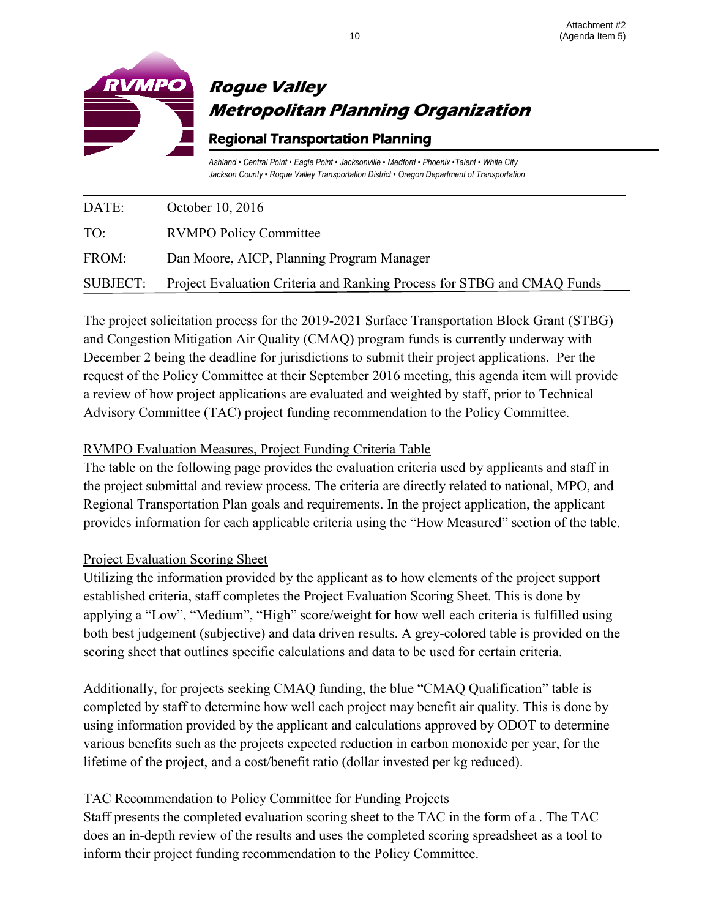Attachment #2
(Agenda Item 5)

# Rogue Valley Metropolitan Planning Organization

## Regional Transportation Planning

*Ashland • Central Point • Eagle Point • Jacksonville • Medford • Phoenix • Talent • White City*
*Jackson County • Rogue Valley Transportation District • Oregon Department of Transportation*

| | |
|---|---|
| DATE: | October 10, 2016 |
| TO: | RVMPO Policy Committee |
| FROM: | Dan Moore, AICP, Planning Program Manager |
| SUBJECT: | Project Evaluation Criteria and Ranking Process for STBG and CMAQ Funds |

The project solicitation process for the 2019-2021 Surface Transportation Block Grant (STBG) and Congestion Mitigation Air Quality (CMAQ) program funds is currently underway with December 2 being the deadline for jurisdictions to submit their project applications. Per the request of the Policy Committee at their September 2016 meeting, this agenda item will provide a review of how project applications are evaluated and weighted by staff, prior to Technical Advisory Committee (TAC) project funding recommendation to the Policy Committee.

RVMPO Evaluation Measures, Project Funding Criteria Table

The table on the following page provides the evaluation criteria used by applicants and staff in the project submittal and review process. The criteria are directly related to national, MPO, and Regional Transportation Plan goals and requirements. In the project application, the applicant provides information for each applicable criteria using the "How Measured" section of the table.

Project Evaluation Scoring Sheet

Utilizing the information provided by the applicant as to how elements of the project support established criteria, staff completes the Project Evaluation Scoring Sheet. This is done by applying a "Low", "Medium", "High" score/weight for how well each criteria is fulfilled using both best judgement (subjective) and data driven results. A grey-colored table is provided on the scoring sheet that outlines specific calculations and data to be used for certain criteria.

Additionally, for projects seeking CMAQ funding, the blue "CMAQ Qualification" table is completed by staff to determine how well each project may benefit air quality. This is done by using information provided by the applicant and calculations approved by ODOT to determine various benefits such as the projects expected reduction in carbon monoxide per year, for the lifetime of the project, and a cost/benefit ratio (dollar invested per kg reduced).

TAC Recommendation to Policy Committee for Funding Projects

Staff presents the completed evaluation scoring sheet to the TAC in the form of a . The TAC does an in-depth review of the results and uses the completed scoring spreadsheet as a tool to inform their project funding recommendation to the Policy Committee.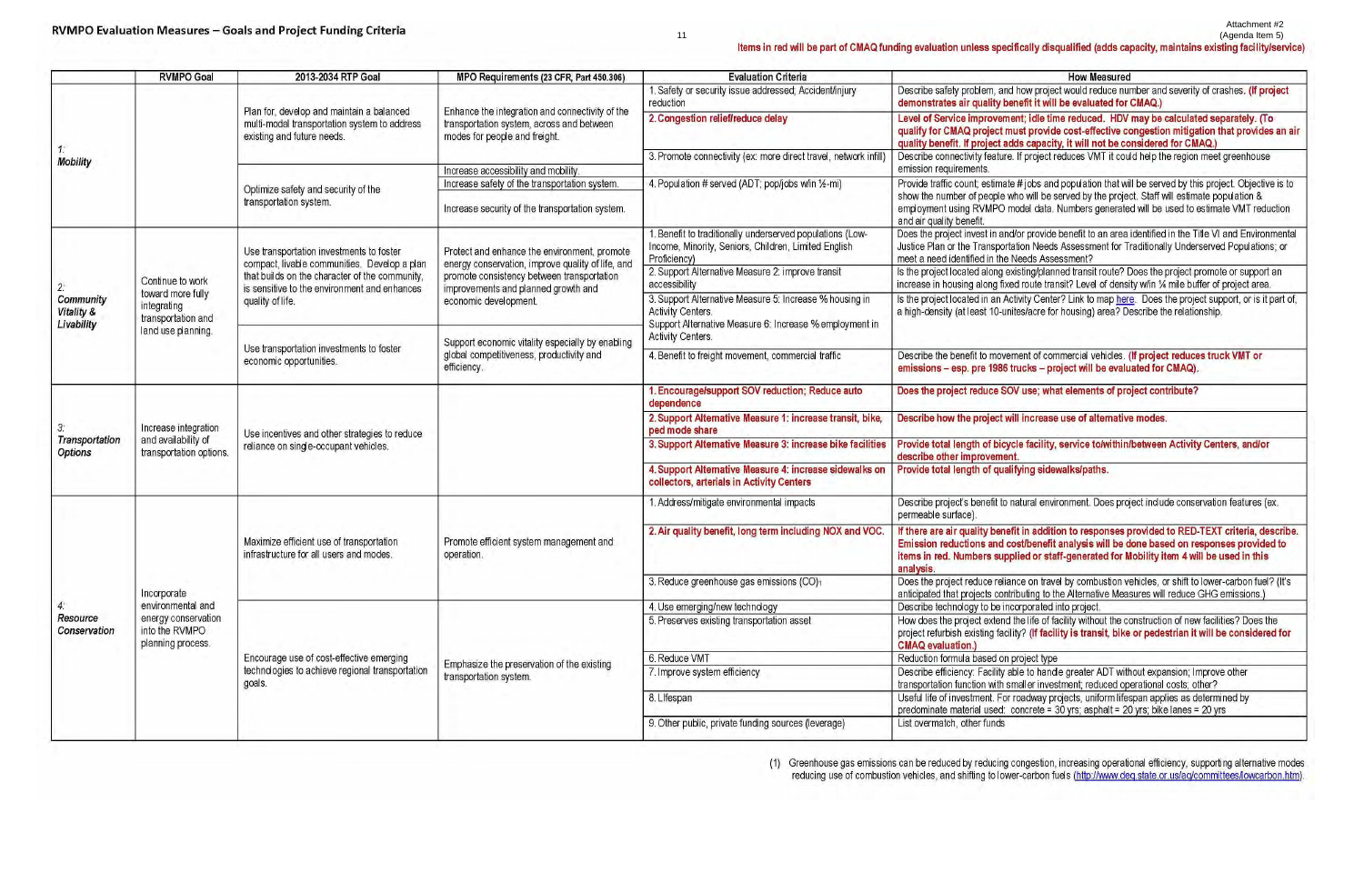## RVMPO Evaluation Measures – Goals and Project Funding Criteria

Attachment #2
(Agenda Item 5)

**Items in red will be part of CMAQ funding evaluation unless specifically disqualified (adds capacity, maintains existing facility/service)**

| | RVMPO Goal | 2013-2034 RTP Goal | MPO Requirements (23 CFR, Part 450.306) | Evaluation Criteria | How Measured |
|---|---|---|---|---|---|
| 1: Mobility | | Plan for, develop and maintain a balanced multi-modal transportation system to address existing and future needs. | Enhance the integration and connectivity of the transportation system, across and between modes for people and freight. | 1. Safety or security issue addressed; Accident/injury reduction | Describe safety problem, and how project would reduce number and severity of crashes. **(If project demonstrates air quality benefit it will be evaluated for CMAQ.)** |
| | | | | **2. Congestion relief/reduce delay** | **Level of Service improvement; idle time reduced. HDV may be calculated separately. (To qualify for CMAQ project must provide cost-effective congestion mitigation that provides an air quality benefit. If project adds capacity, it will not be considered for CMAQ.)** |
| | | | | 3. Promote connectivity (ex: more direct travel, network infill) | Describe connectivity feature. If project reduces VMT it could help the region meet greenhouse emission requirements. |
| | | Optimize safety and security of the transportation system. | Increase accessibility and mobility. Increase safety of the transportation system. Increase security of the transportation system. | 4. Population # served (ADT; pop/jobs w/in ¼-mi) | Provide traffic count; estimate # jobs and population that will be served by this project. Objective is to show the number of people who will be served by the project. Staff will estimate population & employment using RVMPO model data. Numbers generated will be used to estimate VMT reduction and air quality benefit. |
| 2: Community Vitality & Livability | Continue to work toward more fully integrating transportation and land use planning. | Use transportation investments to foster compact, livable communities. Develop a plan that builds on the character of the community, is sensitive to the environment and enhances quality of life. | Protect and enhance the environment, promote energy conservation, improve quality of life, and promote consistency between transportation improvements and planned growth and economic development. | 1. Benefit to traditionally underserved populations (Low-Income, Minority, Seniors, Children, Limited English Proficiency) | Does the project invest in and/or provide benefit to an area identified in the Title VI and Environmental Justice Plan or the Transportation Needs Assessment for Traditionally Underserved Populations; or meet a need identified in the Needs Assessment? |
| | | | | 2. Support Alternative Measure 2: improve transit accessibility | Is the project located along existing/planned transit route? Does the project promote or support an increase in housing along fixed route transit? Level of density w/in ¼ mile buffer of project area. |
| | | | | 3. Support Alternative Measure 5: Increase % housing in Activity Centers. Support Alternative Measure 6: Increase % employment in Activity Centers. | Is the project located in an Activity Center? Link to map here. Does the project support, or is it part of, a high-density (at least 10-unites/acre for housing) area? Describe the relationship. |
| | | Use transportation investments to foster economic opportunities. | Support economic vitality especially by enabling global competitiveness, productivity and efficiency. | 4. Benefit to freight movement, commercial traffic | Describe the benefit to movement of commercial vehicles. **(If project reduces truck VMT or emissions – esp. pre 1986 trucks – project will be evaluated for CMAQ).** |
| 3: Transportation Options | Increase integration and availability of transportation options. | Use incentives and other strategies to reduce reliance on single-occupant vehicles. | | **1. Encourage/support SOV reduction; Reduce auto dependence** | **Does the project reduce SOV use; what elements of project contribute?** |
| | | | | **2. Support Alternative Measure 1: increase transit, bike, ped mode share** | **Describe how the project will increase use of alternative modes.** |
| | | | | **3. Support Alternative Measure 3: increase bike facilities** | **Provide total length of bicycle facility, service to/within/between Activity Centers, and/or describe other improvement.** |
| | | | | **4. Support Alternative Measure 4: increase sidewalks on collectors, arterials in Activity Centers** | **Provide total length of qualifying sidewalks/paths.** |
| 4: Resource Conservation | Incorporate environmental and energy conservation into the RVMPO planning process. | Maximize efficient use of transportation infrastructure for all users and modes. | Promote efficient system management and operation. | 1. Address/mitigate environmental impacts | Describe project's benefit to natural environment. Does project include conservation features (ex. permeable surface). |
| | | | | **2. Air quality benefit, long term including NOX and VOC.** | **If there are air quality benefit in addition to responses provided to RED-TEXT criteria, describe. Emission reductions and cost/benefit analysis will be done based on responses provided to items in red. Numbers supplied or staff-generated for Mobility item 4 will be used in this analysis.** |
| | | | | 3. Reduce greenhouse gas emissions (CO)(1) | Does the project reduce reliance on travel by combustion vehicles, or shift to lower-carbon fuel? (It's anticipated that projects contributing to the Alternative Measures will reduce GHG emissions.) |
| | | Encourage use of cost-effective emerging technologies to achieve regional transportation goals. | Emphasize the preservation of the existing transportation system. | 4. Use emerging/new technology | Describe technology to be incorporated into project. |
| | | | | 5. Preserves existing transportation asset | How does the project extend the life of facility without the construction of new facilities? Does the project refurbish existing facility? **(If facility is transit, bike or pedestrian it will be considered for CMAQ evaluation.)** |
| | | | | 6. Reduce VMT | Reduction formula based on project type |
| | | | | 7. Improve system efficiency | Describe efficiency: Facility able to handle greater ADT without expansion; Improve other transportation function with smaller investment; reduced operational costs; other? |
| | | | | 8. Lifespan | Useful life of investment. For roadway projects, uniform lifespan applies as determined by predominate material used: concrete = 30 yrs; asphalt = 20 yrs; bike lanes = 20 yrs |
| | | | | 9. Other public, private funding sources (leverage) | List overmatch, other funds |

(1) Greenhouse gas emissions can be reduced by reducing congestion, increasing operational efficiency, supporting alternative modes reducing use of combustion vehicles, and shifting to lower-carbon fuels (http://www.deq.state.or.us/aq/committees/lowcarbon.htm).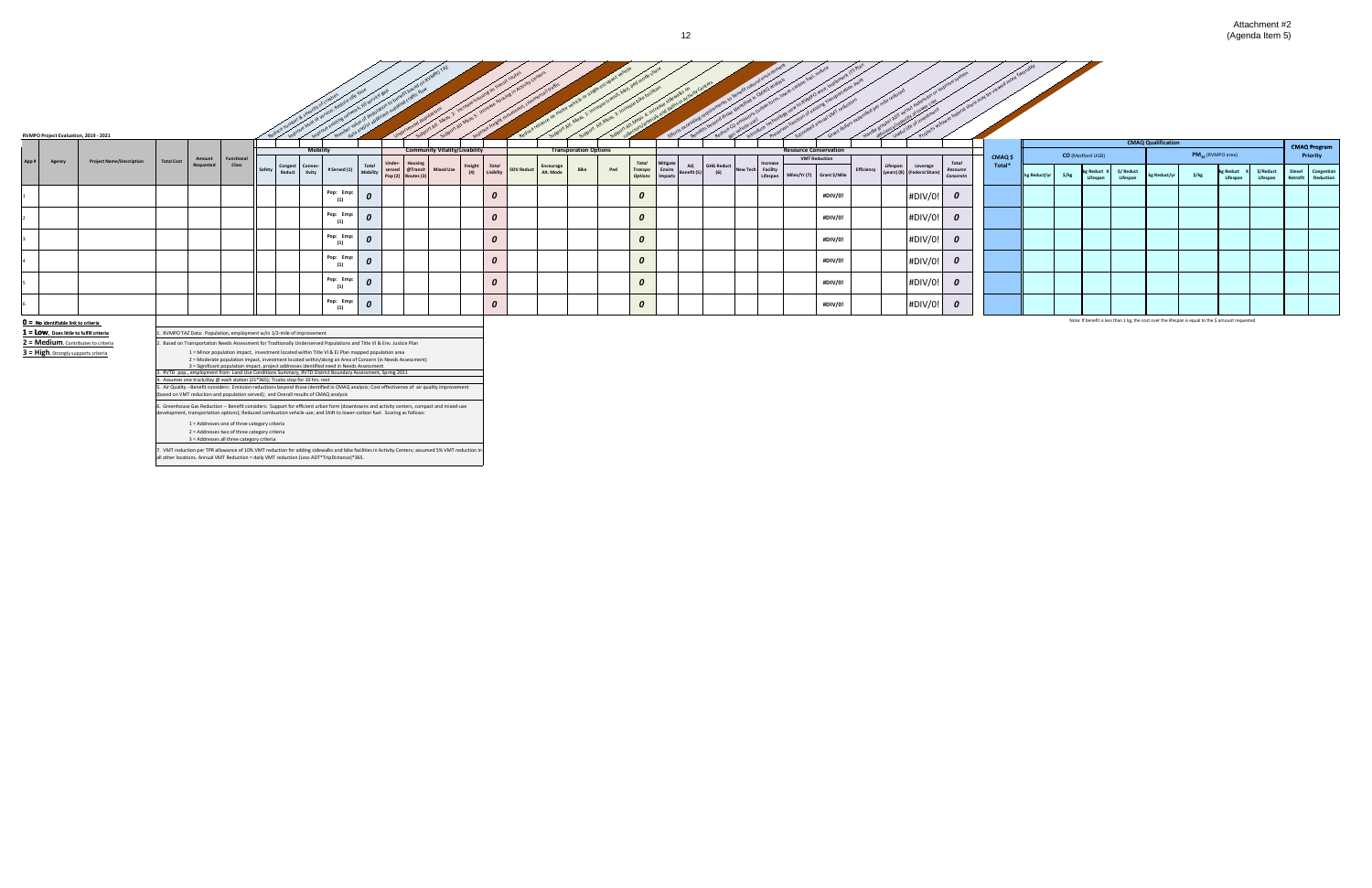Attachment #2
(Agenda Item 5)

RVMPO Project Evaluation, 2019 - 2021

| App # | Agency | Project Name/Description | Total Cost | Amount Requested | Functional Class | Mobility | | | | | Community Vitality/Livability | | | | | Transportation Options | | | | | Resource Conservation | | | | | | | | | | CMAQ $ Total* | CMAQ Qualification | | | | | | | | CMAQ Program Priority | |
|---|---|---|---|---|---|---|---|---|---|---|---|---|---|---|---|---|---|---|---|---|---|---|---|---|---|---|---|---|---|---|---|---|---|---|---|---|---|---|---|---|---|
| | | | | | | | | | | | | | | | | | | | | | | | | | | VMT Reduction | | | | | | | CO (Medford UGB) | | | | $PM_{10}$ (RVMPO area) | | | | | |
| | | | | | | Safety | Congest Reduct | Connec-tivity | # Served (1) | Total Mobility | Under-served Pop (2) | Housing @Transit Routes (3) | Mixed Use | Freight (4) | Total Livability | SOV Reduct | Encourage Alt. Mode | Bike | Ped | Total Transpo Options | Mitigate Enviro Impacts | AQ Benefit (5) | GHG Reduct (6) | New Tech | Increase Facility Lifespan | Miles/Yr (7) | Grant $/Mile | Efficiency | Lifespan (years) (8) | Leverage (Federal Share) | Total Resource Conservtn | | kg Reduct/yr | $/kg | kg Reduct X Lifespan | $/ Reduct Lifespan | kg Reduct/yr | $/kg | kg Reduct X Lifespan | $/Reduct Lifespan | Diesel Retrofit | Congestion Reduction |
| 1 | | | | | | | | | Pop: Emp: (1) | 0 | | | | | 0 | | | | | 0 | | | | | | | #DIV/0! | | | #DIV/0! | 0 | | | | | | | | | | | |
| 2 | | | | | | | | | Pop: Emp: (1) | 0 | | | | | 0 | | | | | 0 | | | | | | | #DIV/0! | | | #DIV/0! | 0 | | | | | | | | | | | |
| 3 | | | | | | | | | Pop: Emp: (1) | 0 | | | | | 0 | | | | | 0 | | | | | | | #DIV/0! | | | #DIV/0! | 0 | | | | | | | | | | | |
| 4 | | | | | | | | | Pop: Emp: (1) | 0 | | | | | 0 | | | | | 0 | | | | | | | #DIV/0! | | | #DIV/0! | 0 | | | | | | | | | | | |
| 5 | | | | | | | | | Pop: Emp: (1) | 0 | | | | | 0 | | | | | 0 | | | | | | | #DIV/0! | | | #DIV/0! | 0 | | | | | | | | | | | |
| 6 | | | | | | | | | Pop: Emp: (1) | 0 | | | | | 0 | | | | | 0 | | | | | | | #DIV/0! | | | #DIV/0! | 0 | | | | | | | | | | | |

Note: If benefit is less than 1 kg, the cost over the lifespan is equal to the $ amount requested

**0 = No identifiable link to criteria**
**1 = Low**, Does little to fulfill criteria
**2 = Medium**, Contributes to criteria
**3 = High**, Strongly supports criteria

1. RVMPO TAZ Data: Population, employment w/in 1/2-mile of improvement
2. Based on Transportation Needs Assessment for Traditionally Underserved Populations and Title VI & Env. Justice Plan
   - 1 = Minor population impact, investment located within Title VI & EJ Plan mapped population area
   - 2 = Moderate population impact, investment located within/along an Area of Concern (in Needs Assessment)
   - 3 = Significant population impact, project addresses identified need in Needs Assessment
3. RVTD pop., employment from Land Use Conditions Summary, RVTD District Boundary Assessment, Spring 2011
4. Assumes one truck/day @ each station (21*365); Trucks stop for 10 hrs. rest
5. Air Quality --Benefit considers: Emission reductions beyond those identified in CMAQ analysis; Cost effectivenes of air quality improvement (based on VMT reduction and population served); and Overall results of CMAQ analysis
6. Greenhouse Gas Reduction -- Benefit considers: Support for efficient urban form (downtowns and activity centers, compact and mixed-use development, transportation options); Reduced combustion vehicle use; and Shift to lower-carbon fuel. Scoring as follows:
   - 1 = Addresses one of three category criteria
   - 2 = Addresses two of three category criteria
   - 3 = Addresses all three category criteria
7. VMT reduction per TPR allowance of 10% VMT reduction for adding sidewalks and bike facilities in Activity Centers; assumed 5% VMT reduction in all other locations. Annual VMT Reduction = daily VMT reduction (Less ADT*TripDistance)*365.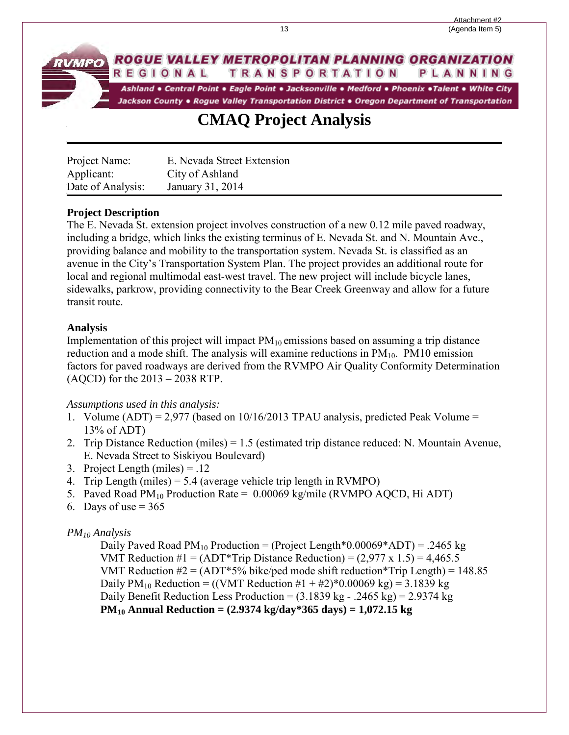# ROGUE VALLEY METROPOLITAN PLANNING ORGANIZATION

REGIONAL TRANSPORTATION PLANNING

Ashland • Central Point • Eagle Point • Jacksonville • Medford • Phoenix • Talent • White City
Jackson County • Rogue Valley Transportation District • Oregon Department of Transportation

# CMAQ Project Analysis

Project Name: E. Nevada Street Extension
Applicant: City of Ashland
Date of Analysis: January 31, 2014

**Project Description**

The E. Nevada St. extension project involves construction of a new 0.12 mile paved roadway, including a bridge, which links the existing terminus of E. Nevada St. and N. Mountain Ave., providing balance and mobility to the transportation system. Nevada St. is classified as an avenue in the City's Transportation System Plan. The project provides an additional route for local and regional multimodal east-west travel. The new project will include bicycle lanes, sidewalks, parkrow, providing connectivity to the Bear Creek Greenway and allow for a future transit route.

**Analysis**

Implementation of this project will impact $PM_{10}$ emissions based on assuming a trip distance reduction and a mode shift. The analysis will examine reductions in $PM_{10}$. PM10 emission factors for paved roadways are derived from the RVMPO Air Quality Conformity Determination (AQCD) for the 2013 – 2038 RTP.

*Assumptions used in this analysis:*

1. Volume (ADT) = 2,977 (based on 10/16/2013 TPAU analysis, predicted Peak Volume = 13% of ADT)
2. Trip Distance Reduction (miles) = 1.5 (estimated trip distance reduced: N. Mountain Avenue, E. Nevada Street to Siskiyou Boulevard)
3. Project Length (miles) = .12
4. Trip Length (miles) = 5.4 (average vehicle trip length in RVMPO)
5. Paved Road $PM_{10}$ Production Rate = 0.00069 kg/mile (RVMPO AQCD, Hi ADT)
6. Days of use = 365

*$PM_{10}$ Analysis*

Daily Paved Road $PM_{10}$ Production = (Project Length*0.00069*ADT) = .2465 kg
VMT Reduction #1 = (ADT*Trip Distance Reduction) = (2,977 x 1.5) = 4,465.5
VMT Reduction #2 = (ADT*5% bike/ped mode shift reduction*Trip Length) = 148.85
Daily $PM_{10}$ Reduction = ((VMT Reduction #1 + #2)*0.00069 kg) = 3.1839 kg
Daily Benefit Reduction Less Production = (3.1839 kg - .2465 kg) = 2.9374 kg
**$PM_{10}$ Annual Reduction = (2.9374 kg/day*365 days) = 1,072.15 kg**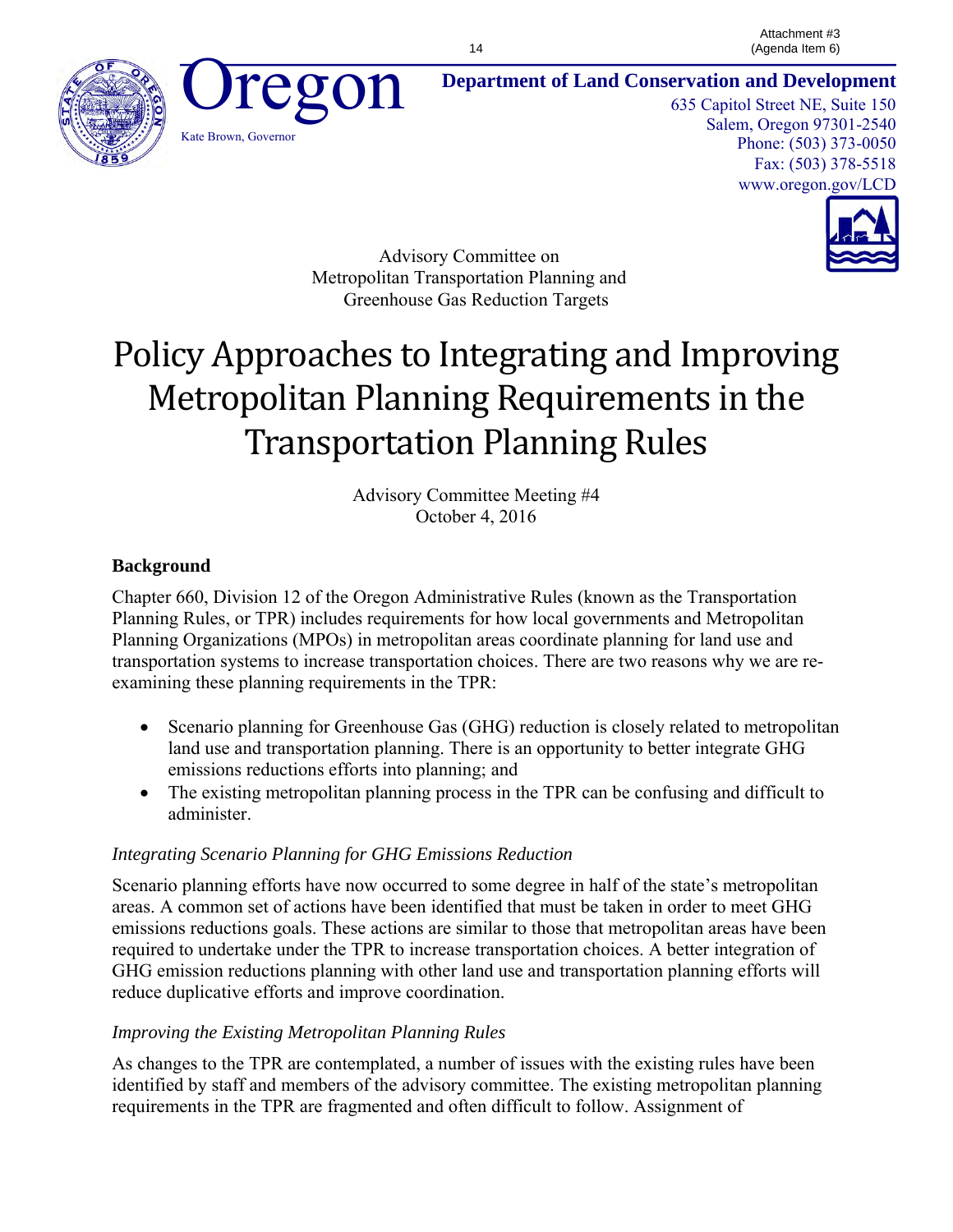Attachment #3
(Agenda Item 6)

Oregon

Kate Brown, Governor

**Department of Land Conservation and Development**

635 Capitol Street NE, Suite 150
Salem, Oregon 97301-2540
Phone: (503) 373-0050
Fax: (503) 378-5518
www.oregon.gov/LCD

Advisory Committee on
Metropolitan Transportation Planning and
Greenhouse Gas Reduction Targets

# Policy Approaches to Integrating and Improving Metropolitan Planning Requirements in the Transportation Planning Rules

Advisory Committee Meeting #4
October 4, 2016

## Background

Chapter 660, Division 12 of the Oregon Administrative Rules (known as the Transportation Planning Rules, or TPR) includes requirements for how local governments and Metropolitan Planning Organizations (MPOs) in metropolitan areas coordinate planning for land use and transportation systems to increase transportation choices. There are two reasons why we are re-examining these planning requirements in the TPR:

- Scenario planning for Greenhouse Gas (GHG) reduction is closely related to metropolitan land use and transportation planning. There is an opportunity to better integrate GHG emissions reductions efforts into planning; and
- The existing metropolitan planning process in the TPR can be confusing and difficult to administer.

### *Integrating Scenario Planning for GHG Emissions Reduction*

Scenario planning efforts have now occurred to some degree in half of the state's metropolitan areas. A common set of actions have been identified that must be taken in order to meet GHG emissions reductions goals. These actions are similar to those that metropolitan areas have been required to undertake under the TPR to increase transportation choices. A better integration of GHG emission reductions planning with other land use and transportation planning efforts will reduce duplicative efforts and improve coordination.

### *Improving the Existing Metropolitan Planning Rules*

As changes to the TPR are contemplated, a number of issues with the existing rules have been identified by staff and members of the advisory committee. The existing metropolitan planning requirements in the TPR are fragmented and often difficult to follow. Assignment of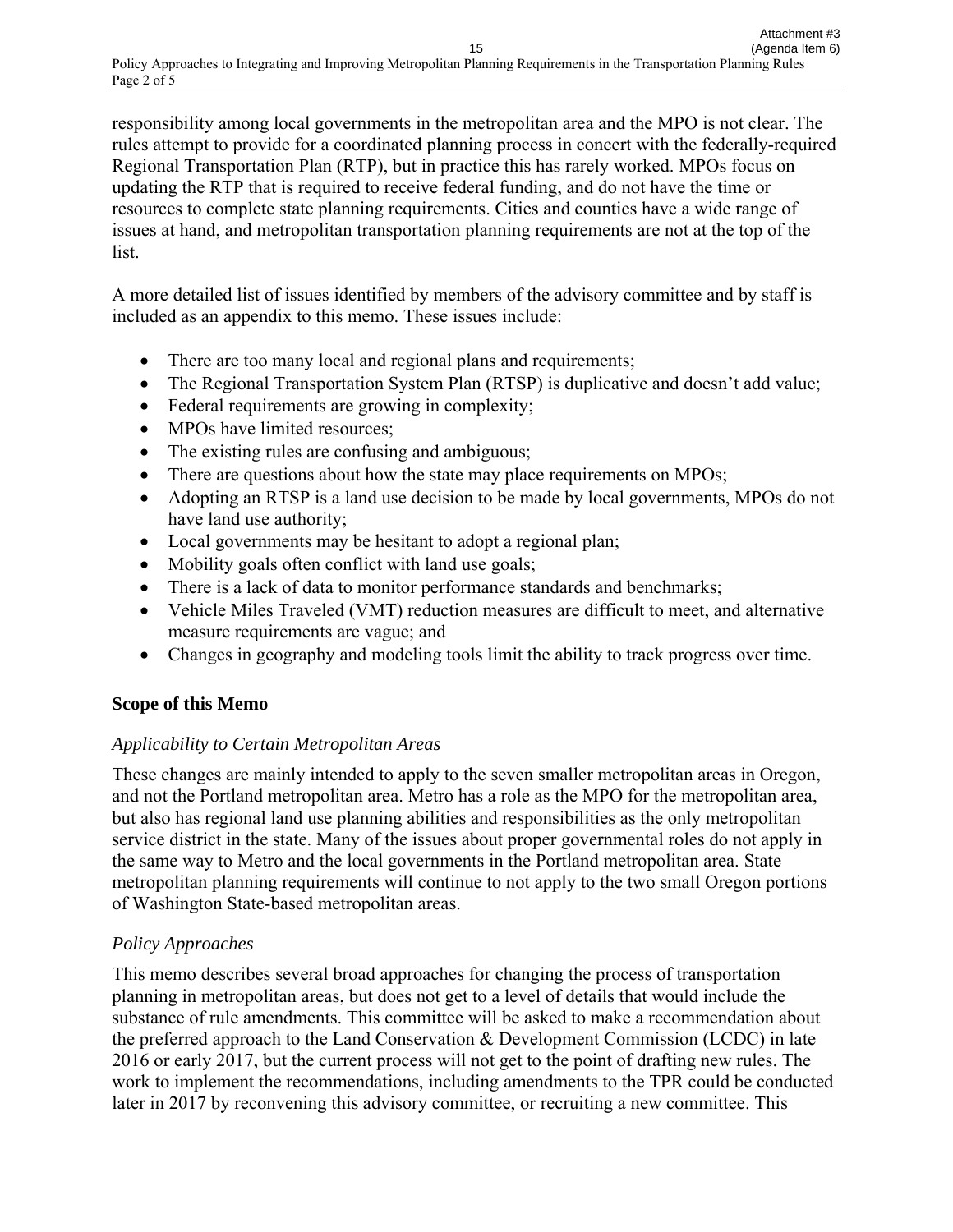responsibility among local governments in the metropolitan area and the MPO is not clear. The rules attempt to provide for a coordinated planning process in concert with the federally-required Regional Transportation Plan (RTP), but in practice this has rarely worked. MPOs focus on updating the RTP that is required to receive federal funding, and do not have the time or resources to complete state planning requirements. Cities and counties have a wide range of issues at hand, and metropolitan transportation planning requirements are not at the top of the list.

A more detailed list of issues identified by members of the advisory committee and by staff is included as an appendix to this memo. These issues include:

- There are too many local and regional plans and requirements;
- The Regional Transportation System Plan (RTSP) is duplicative and doesn't add value;
- Federal requirements are growing in complexity;
- MPOs have limited resources;
- The existing rules are confusing and ambiguous;
- There are questions about how the state may place requirements on MPOs;
- Adopting an RTSP is a land use decision to be made by local governments, MPOs do not have land use authority;
- Local governments may be hesitant to adopt a regional plan;
- Mobility goals often conflict with land use goals;
- There is a lack of data to monitor performance standards and benchmarks;
- Vehicle Miles Traveled (VMT) reduction measures are difficult to meet, and alternative measure requirements are vague; and
- Changes in geography and modeling tools limit the ability to track progress over time.

**Scope of this Memo**

*Applicability to Certain Metropolitan Areas*

These changes are mainly intended to apply to the seven smaller metropolitan areas in Oregon, and not the Portland metropolitan area. Metro has a role as the MPO for the metropolitan area, but also has regional land use planning abilities and responsibilities as the only metropolitan service district in the state. Many of the issues about proper governmental roles do not apply in the same way to Metro and the local governments in the Portland metropolitan area. State metropolitan planning requirements will continue to not apply to the two small Oregon portions of Washington State-based metropolitan areas.

*Policy Approaches*

This memo describes several broad approaches for changing the process of transportation planning in metropolitan areas, but does not get to a level of details that would include the substance of rule amendments. This committee will be asked to make a recommendation about the preferred approach to the Land Conservation & Development Commission (LCDC) in late 2016 or early 2017, but the current process will not get to the point of drafting new rules. The work to implement the recommendations, including amendments to the TPR could be conducted later in 2017 by reconvening this advisory committee, or recruiting a new committee. This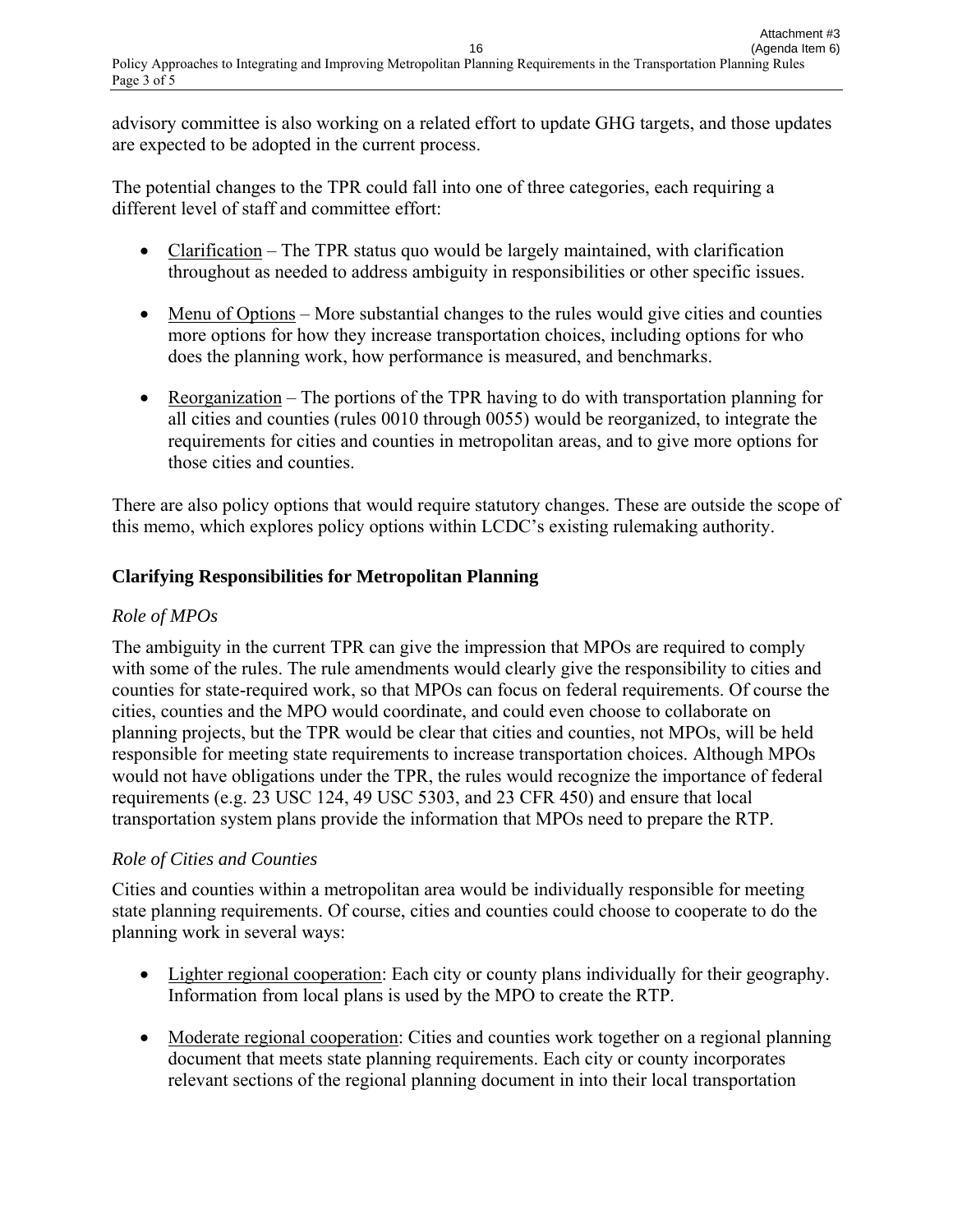advisory committee is also working on a related effort to update GHG targets, and those updates are expected to be adopted in the current process.

The potential changes to the TPR could fall into one of three categories, each requiring a different level of staff and committee effort:

- Clarification – The TPR status quo would be largely maintained, with clarification throughout as needed to address ambiguity in responsibilities or other specific issues.

- Menu of Options – More substantial changes to the rules would give cities and counties more options for how they increase transportation choices, including options for who does the planning work, how performance is measured, and benchmarks.

- Reorganization – The portions of the TPR having to do with transportation planning for all cities and counties (rules 0010 through 0055) would be reorganized, to integrate the requirements for cities and counties in metropolitan areas, and to give more options for those cities and counties.

There are also policy options that would require statutory changes. These are outside the scope of this memo, which explores policy options within LCDC's existing rulemaking authority.

## Clarifying Responsibilities for Metropolitan Planning

### *Role of MPOs*

The ambiguity in the current TPR can give the impression that MPOs are required to comply with some of the rules. The rule amendments would clearly give the responsibility to cities and counties for state-required work, so that MPOs can focus on federal requirements. Of course the cities, counties and the MPO would coordinate, and could even choose to collaborate on planning projects, but the TPR would be clear that cities and counties, not MPOs, will be held responsible for meeting state requirements to increase transportation choices. Although MPOs would not have obligations under the TPR, the rules would recognize the importance of federal requirements (e.g. 23 USC 124, 49 USC 5303, and 23 CFR 450) and ensure that local transportation system plans provide the information that MPOs need to prepare the RTP.

### *Role of Cities and Counties*

Cities and counties within a metropolitan area would be individually responsible for meeting state planning requirements. Of course, cities and counties could choose to cooperate to do the planning work in several ways:

- Lighter regional cooperation: Each city or county plans individually for their geography. Information from local plans is used by the MPO to create the RTP.

- Moderate regional cooperation: Cities and counties work together on a regional planning document that meets state planning requirements. Each city or county incorporates relevant sections of the regional planning document in into their local transportation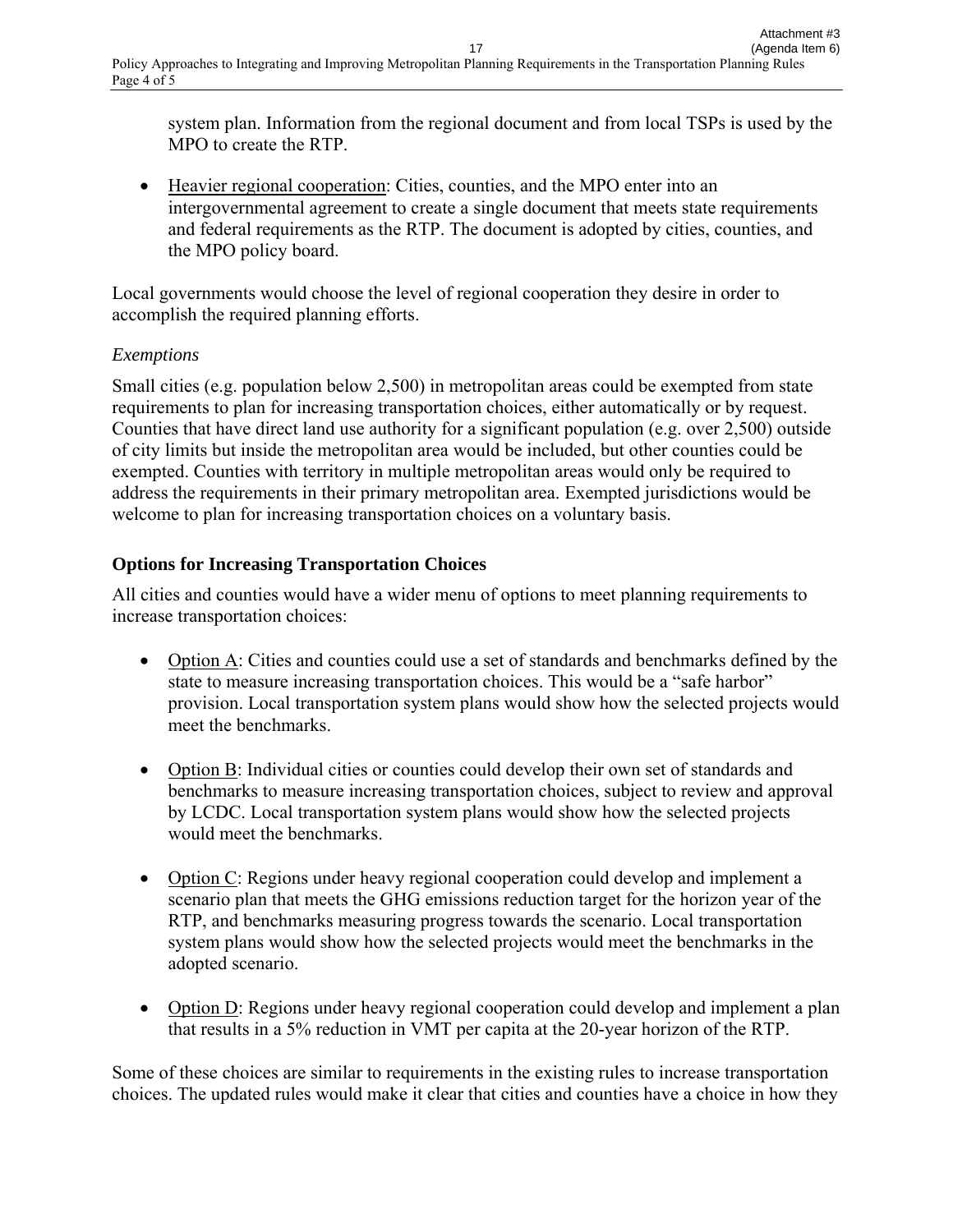system plan. Information from the regional document and from local TSPs is used by the MPO to create the RTP.

- Heavier regional cooperation: Cities, counties, and the MPO enter into an intergovernmental agreement to create a single document that meets state requirements and federal requirements as the RTP. The document is adopted by cities, counties, and the MPO policy board.

Local governments would choose the level of regional cooperation they desire in order to accomplish the required planning efforts.

*Exemptions*

Small cities (e.g. population below 2,500) in metropolitan areas could be exempted from state requirements to plan for increasing transportation choices, either automatically or by request. Counties that have direct land use authority for a significant population (e.g. over 2,500) outside of city limits but inside the metropolitan area would be included, but other counties could be exempted. Counties with territory in multiple metropolitan areas would only be required to address the requirements in their primary metropolitan area. Exempted jurisdictions would be welcome to plan for increasing transportation choices on a voluntary basis.

**Options for Increasing Transportation Choices**

All cities and counties would have a wider menu of options to meet planning requirements to increase transportation choices:

- Option A: Cities and counties could use a set of standards and benchmarks defined by the state to measure increasing transportation choices. This would be a “safe harbor” provision. Local transportation system plans would show how the selected projects would meet the benchmarks.

- Option B: Individual cities or counties could develop their own set of standards and benchmarks to measure increasing transportation choices, subject to review and approval by LCDC. Local transportation system plans would show how the selected projects would meet the benchmarks.

- Option C: Regions under heavy regional cooperation could develop and implement a scenario plan that meets the GHG emissions reduction target for the horizon year of the RTP, and benchmarks measuring progress towards the scenario. Local transportation system plans would show how the selected projects would meet the benchmarks in the adopted scenario.

- Option D: Regions under heavy regional cooperation could develop and implement a plan that results in a 5% reduction in VMT per capita at the 20-year horizon of the RTP.

Some of these choices are similar to requirements in the existing rules to increase transportation choices. The updated rules would make it clear that cities and counties have a choice in how they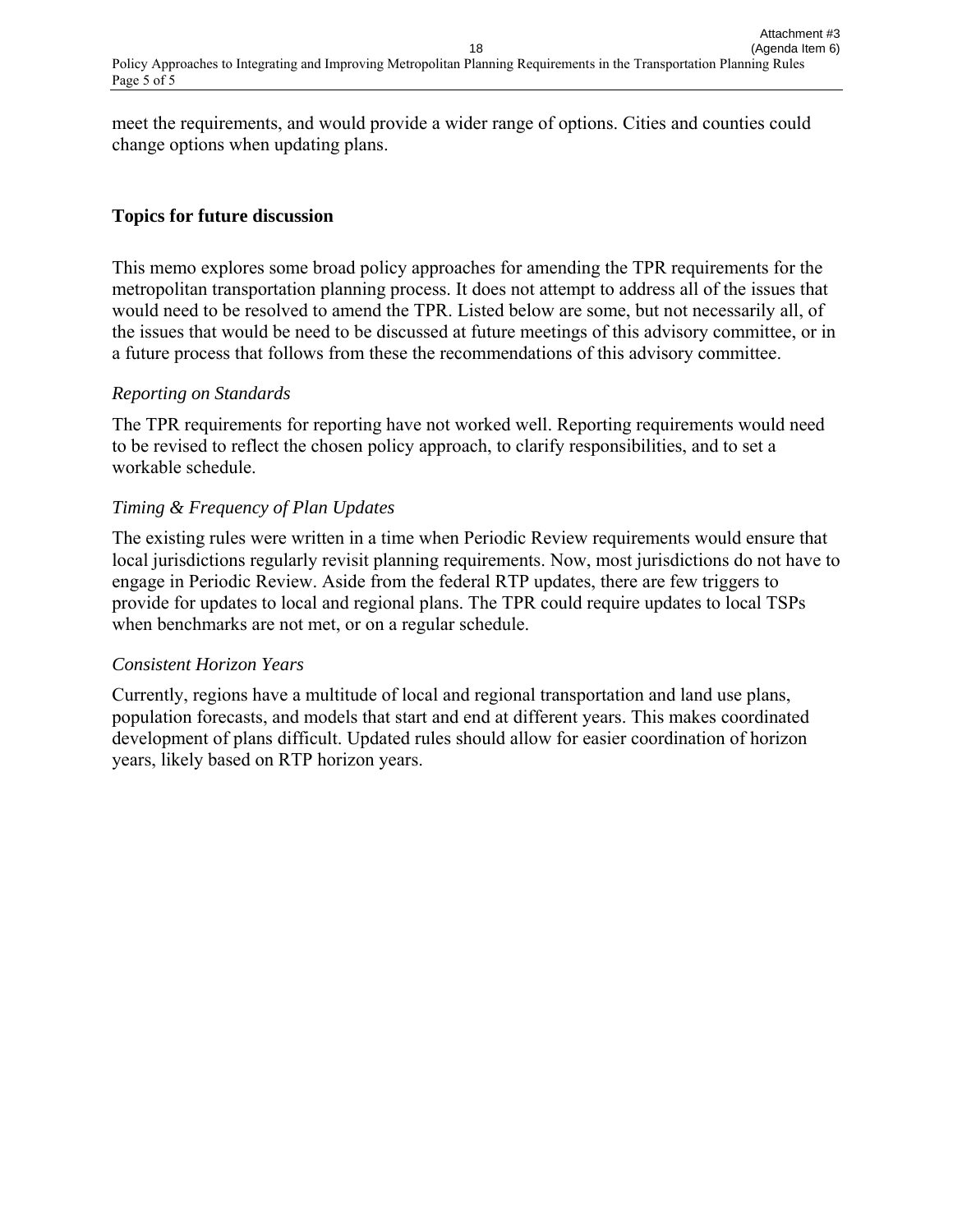meet the requirements, and would provide a wider range of options. Cities and counties could change options when updating plans.

## Topics for future discussion

This memo explores some broad policy approaches for amending the TPR requirements for the metropolitan transportation planning process. It does not attempt to address all of the issues that would need to be resolved to amend the TPR. Listed below are some, but not necessarily all, of the issues that would be need to be discussed at future meetings of this advisory committee, or in a future process that follows from these the recommendations of this advisory committee.

*Reporting on Standards*

The TPR requirements for reporting have not worked well. Reporting requirements would need to be revised to reflect the chosen policy approach, to clarify responsibilities, and to set a workable schedule.

*Timing & Frequency of Plan Updates*

The existing rules were written in a time when Periodic Review requirements would ensure that local jurisdictions regularly revisit planning requirements. Now, most jurisdictions do not have to engage in Periodic Review. Aside from the federal RTP updates, there are few triggers to provide for updates to local and regional plans. The TPR could require updates to local TSPs when benchmarks are not met, or on a regular schedule.

*Consistent Horizon Years*

Currently, regions have a multitude of local and regional transportation and land use plans, population forecasts, and models that start and end at different years. This makes coordinated development of plans difficult. Updated rules should allow for easier coordination of horizon years, likely based on RTP horizon years.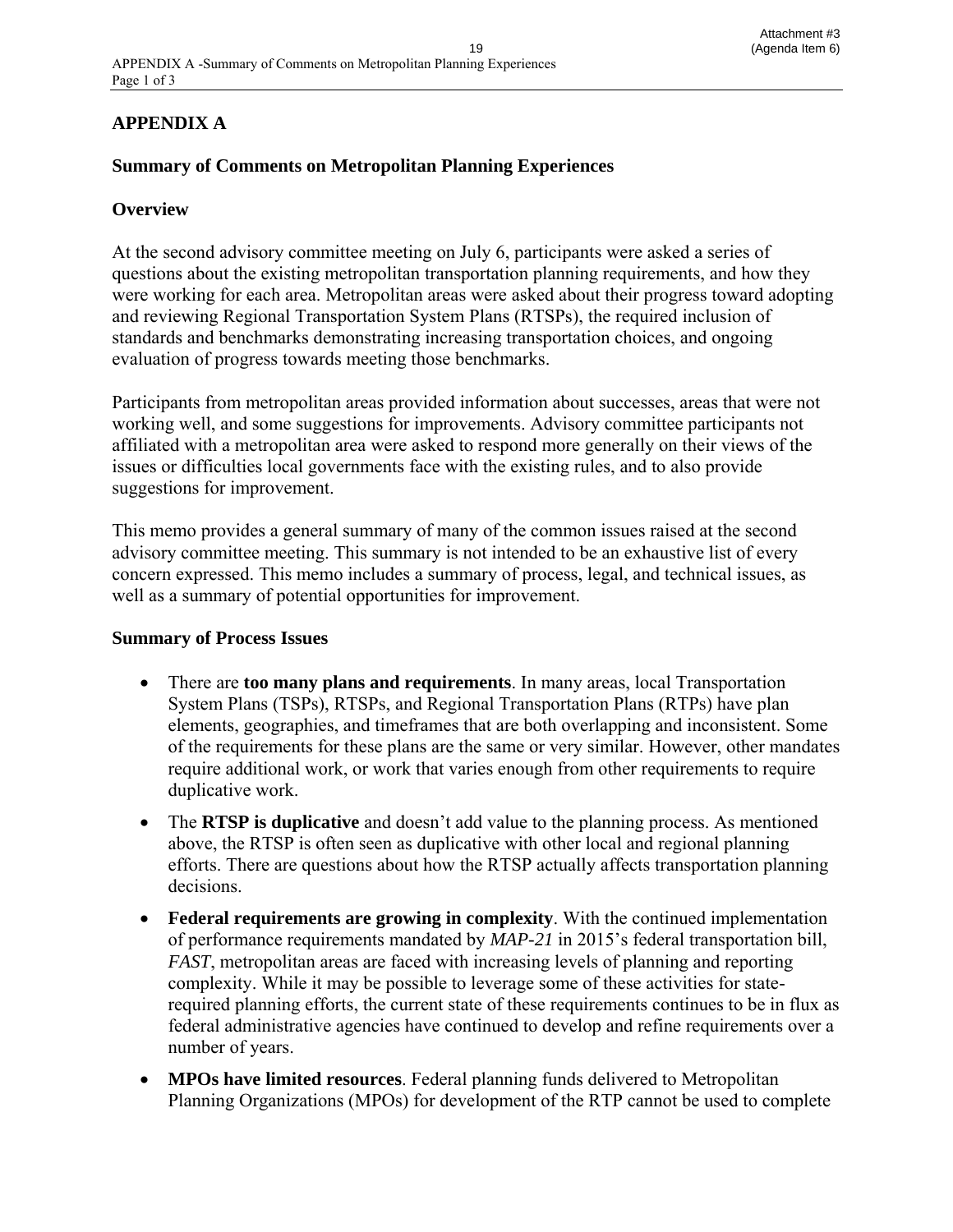# APPENDIX A

## Summary of Comments on Metropolitan Planning Experiences

### Overview

At the second advisory committee meeting on July 6, participants were asked a series of questions about the existing metropolitan transportation planning requirements, and how they were working for each area. Metropolitan areas were asked about their progress toward adopting and reviewing Regional Transportation System Plans (RTSPs), the required inclusion of standards and benchmarks demonstrating increasing transportation choices, and ongoing evaluation of progress towards meeting those benchmarks.

Participants from metropolitan areas provided information about successes, areas that were not working well, and some suggestions for improvements. Advisory committee participants not affiliated with a metropolitan area were asked to respond more generally on their views of the issues or difficulties local governments face with the existing rules, and to also provide suggestions for improvement.

This memo provides a general summary of many of the common issues raised at the second advisory committee meeting. This summary is not intended to be an exhaustive list of every concern expressed. This memo includes a summary of process, legal, and technical issues, as well as a summary of potential opportunities for improvement.

### Summary of Process Issues

- There are **too many plans and requirements**. In many areas, local Transportation System Plans (TSPs), RTSPs, and Regional Transportation Plans (RTPs) have plan elements, geographies, and timeframes that are both overlapping and inconsistent. Some of the requirements for these plans are the same or very similar. However, other mandates require additional work, or work that varies enough from other requirements to require duplicative work.
- The **RTSP is duplicative** and doesn't add value to the planning process. As mentioned above, the RTSP is often seen as duplicative with other local and regional planning efforts. There are questions about how the RTSP actually affects transportation planning decisions.
- **Federal requirements are growing in complexity**. With the continued implementation of performance requirements mandated by *MAP-21* in 2015's federal transportation bill, *FAST*, metropolitan areas are faced with increasing levels of planning and reporting complexity. While it may be possible to leverage some of these activities for state-required planning efforts, the current state of these requirements continues to be in flux as federal administrative agencies have continued to develop and refine requirements over a number of years.
- **MPOs have limited resources**. Federal planning funds delivered to Metropolitan Planning Organizations (MPOs) for development of the RTP cannot be used to complete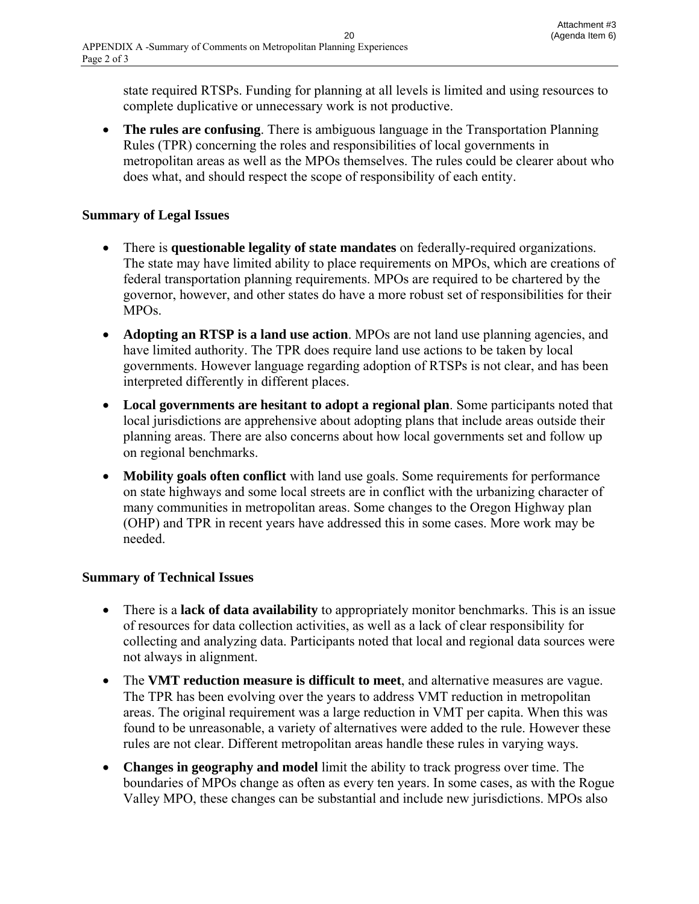state required RTSPs. Funding for planning at all levels is limited and using resources to complete duplicative or unnecessary work is not productive.

- **The rules are confusing**. There is ambiguous language in the Transportation Planning Rules (TPR) concerning the roles and responsibilities of local governments in metropolitan areas as well as the MPOs themselves. The rules could be clearer about who does what, and should respect the scope of responsibility of each entity.

### Summary of Legal Issues

- There is **questionable legality of state mandates** on federally-required organizations. The state may have limited ability to place requirements on MPOs, which are creations of federal transportation planning requirements. MPOs are required to be chartered by the governor, however, and other states do have a more robust set of responsibilities for their MPOs.
- **Adopting an RTSP is a land use action**. MPOs are not land use planning agencies, and have limited authority. The TPR does require land use actions to be taken by local governments. However language regarding adoption of RTSPs is not clear, and has been interpreted differently in different places.
- **Local governments are hesitant to adopt a regional plan**. Some participants noted that local jurisdictions are apprehensive about adopting plans that include areas outside their planning areas. There are also concerns about how local governments set and follow up on regional benchmarks.
- **Mobility goals often conflict** with land use goals. Some requirements for performance on state highways and some local streets are in conflict with the urbanizing character of many communities in metropolitan areas. Some changes to the Oregon Highway plan (OHP) and TPR in recent years have addressed this in some cases. More work may be needed.

### Summary of Technical Issues

- There is a **lack of data availability** to appropriately monitor benchmarks. This is an issue of resources for data collection activities, as well as a lack of clear responsibility for collecting and analyzing data. Participants noted that local and regional data sources were not always in alignment.
- The **VMT reduction measure is difficult to meet**, and alternative measures are vague. The TPR has been evolving over the years to address VMT reduction in metropolitan areas. The original requirement was a large reduction in VMT per capita. When this was found to be unreasonable, a variety of alternatives were added to the rule. However these rules are not clear. Different metropolitan areas handle these rules in varying ways.
- **Changes in geography and model** limit the ability to track progress over time. The boundaries of MPOs change as often as every ten years. In some cases, as with the Rogue Valley MPO, these changes can be substantial and include new jurisdictions. MPOs also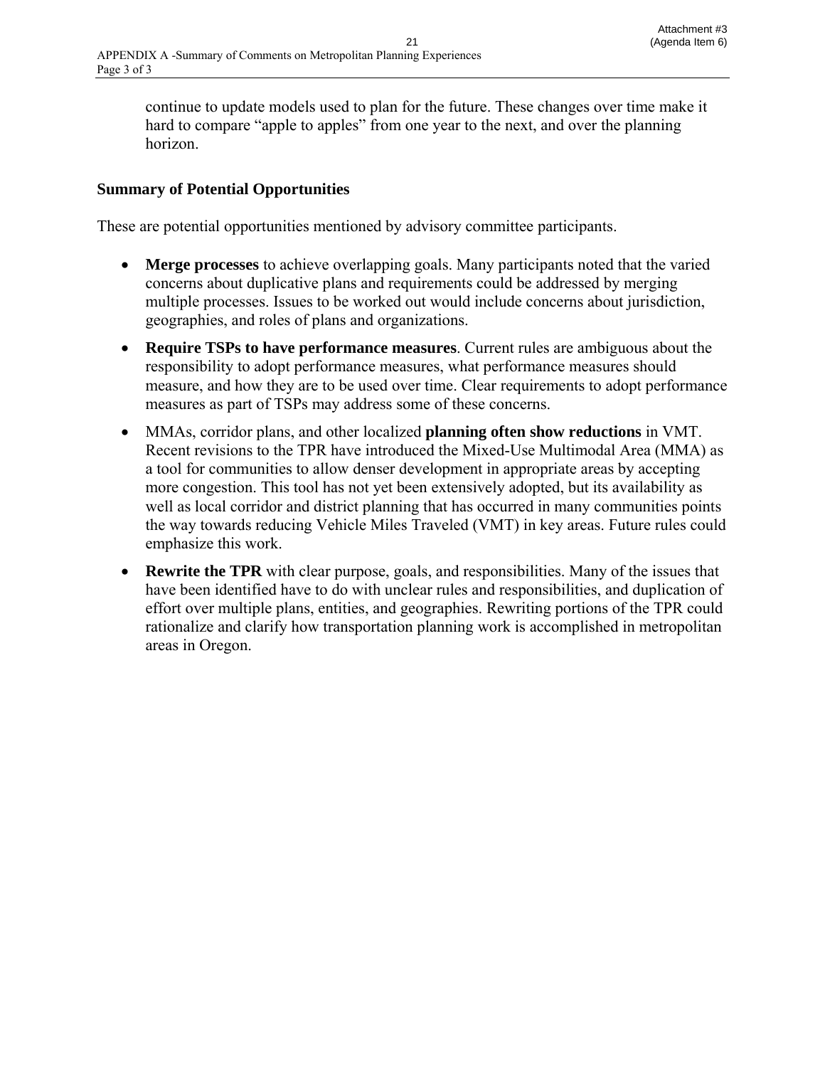continue to update models used to plan for the future. These changes over time make it hard to compare "apple to apples" from one year to the next, and over the planning horizon.

## Summary of Potential Opportunities

These are potential opportunities mentioned by advisory committee participants.

- **Merge processes** to achieve overlapping goals. Many participants noted that the varied concerns about duplicative plans and requirements could be addressed by merging multiple processes. Issues to be worked out would include concerns about jurisdiction, geographies, and roles of plans and organizations.
- **Require TSPs to have performance measures**. Current rules are ambiguous about the responsibility to adopt performance measures, what performance measures should measure, and how they are to be used over time. Clear requirements to adopt performance measures as part of TSPs may address some of these concerns.
- MMAs, corridor plans, and other localized **planning often show reductions** in VMT. Recent revisions to the TPR have introduced the Mixed-Use Multimodal Area (MMA) as a tool for communities to allow denser development in appropriate areas by accepting more congestion. This tool has not yet been extensively adopted, but its availability as well as local corridor and district planning that has occurred in many communities points the way towards reducing Vehicle Miles Traveled (VMT) in key areas. Future rules could emphasize this work.
- **Rewrite the TPR** with clear purpose, goals, and responsibilities. Many of the issues that have been identified have to do with unclear rules and responsibilities, and duplication of effort over multiple plans, entities, and geographies. Rewriting portions of the TPR could rationalize and clarify how transportation planning work is accomplished in metropolitan areas in Oregon.